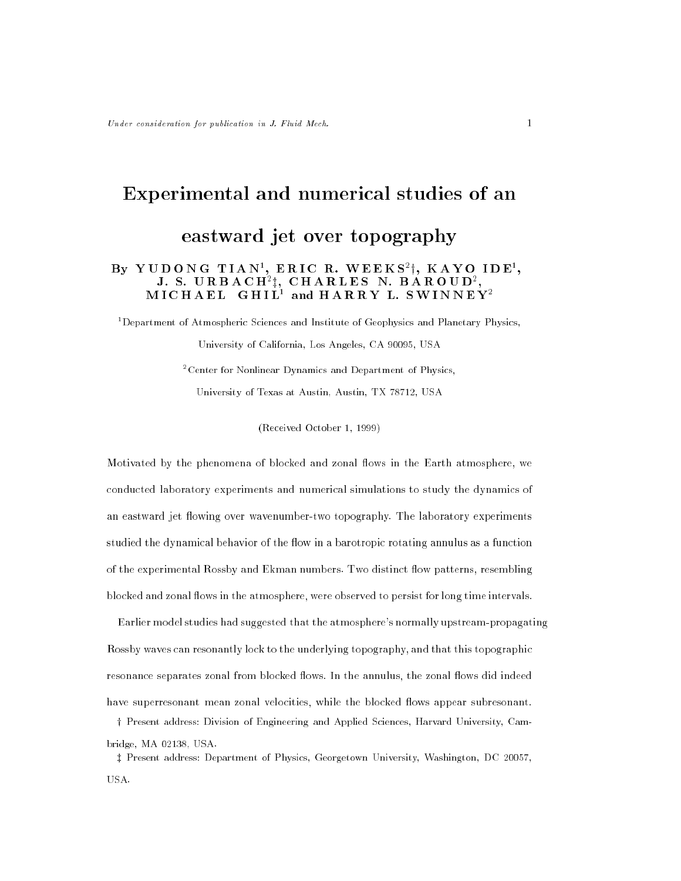# Experimental and numerical studies of an eastward jet over topography

By YUDONG TIAN[1], ERIC R. WEEKS[2]†, KAYO IDE[1], J. S. URBACH[2]‡, CHARLES N. BAROUD[2], MICHAEL GHIL[1] and HARRY L. SWINNEY[2]

[1]Department of Atmospheric Sciences and Institute of Geophysics and Planetary Physics, University of California, Los Angeles, CA 90095, USA

[2]Center for Nonlinear Dynamics and Department of Physics, University of Texas at Austin, Austin, TX 78712, USA

(Received October 1, 1999)

Motivated by the phenomena of blocked and zonal flows in the Earth atmosphere, we conducted laboratory experiments and numerical simulations to study the dynamics of an eastward jet flowing over wavenumber-two topography. The laboratory experiments studied the dynamical behavior of the flow in a barotropic rotating annulus as a function of the experimental Rossby and Ekman numbers. Two distinct flow patterns, resembling blocked and zonal flows in the atmosphere, were observed to persist for long time intervals.

Earlier model studies had suggested that the atmosphere's normally upstream-propagating Rossby waves can resonantly lock to the underlying topography, and that this topographic resonance separates zonal from blocked flows. In the annulus, the zonal flows did indeed have superresonant mean zonal velocities, while the blocked flows appear subresonant.

† Present address: Division of Engineering and Applied Sciences, Harvard University, Cambridge, MA 02138, USA.

‡ Present address: Department of Physics, Georgetown University, Washington, DC 20057, USA.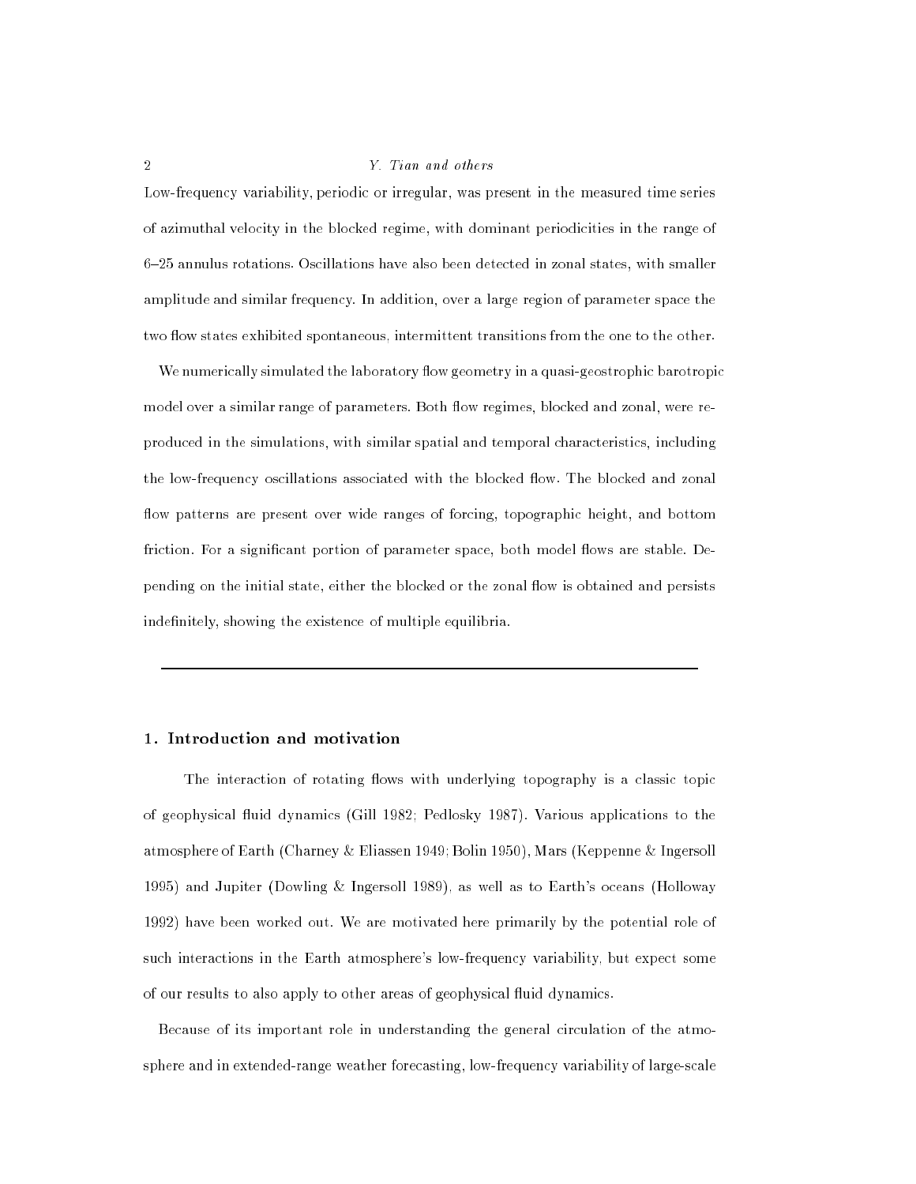Low-frequency variability, periodic or irregular, was present in the measured time series of azimuthal velocity in the blocked regime, with dominant periodicities in the range of 6–25 annulus rotations. Oscillations have also been detected in zonal states, with smaller amplitude and similar frequency. In addition, over a large region of parameter space the two flow states exhibited spontaneous, intermittent transitions from the one to the other.

We numerically simulated the laboratory flow geometry in a quasi-geostrophic barotropic model over a similar range of parameters. Both flow regimes, blocked and zonal, were reproduced in the simulations, with similar spatial and temporal characteristics, including the low-frequency oscillations associated with the blocked flow. The blocked and zonal flow patterns are present over wide ranges of forcing, topographic height, and bottom friction. For a significant portion of parameter space, both model flows are stable. Depending on the initial state, either the blocked or the zonal flow is obtained and persists indefinitely, showing the existence of multiple equilibria.

---

## 1. Introduction and motivation

The interaction of rotating flows with underlying topography is a classic topic of geophysical fluid dynamics (Gill 1982; Pedlosky 1987). Various applications to the atmosphere of Earth (Charney & Eliassen 1949; Bolin 1950), Mars (Keppenne & Ingersoll 1995) and Jupiter (Dowling & Ingersoll 1989), as well as to Earth's oceans (Holloway 1992) have been worked out. We are motivated here primarily by the potential role of such interactions in the Earth atmosphere's low-frequency variability, but expect some of our results to also apply to other areas of geophysical fluid dynamics.

Because of its important role in understanding the general circulation of the atmosphere and in extended-range weather forecasting, low-frequency variability of large-scale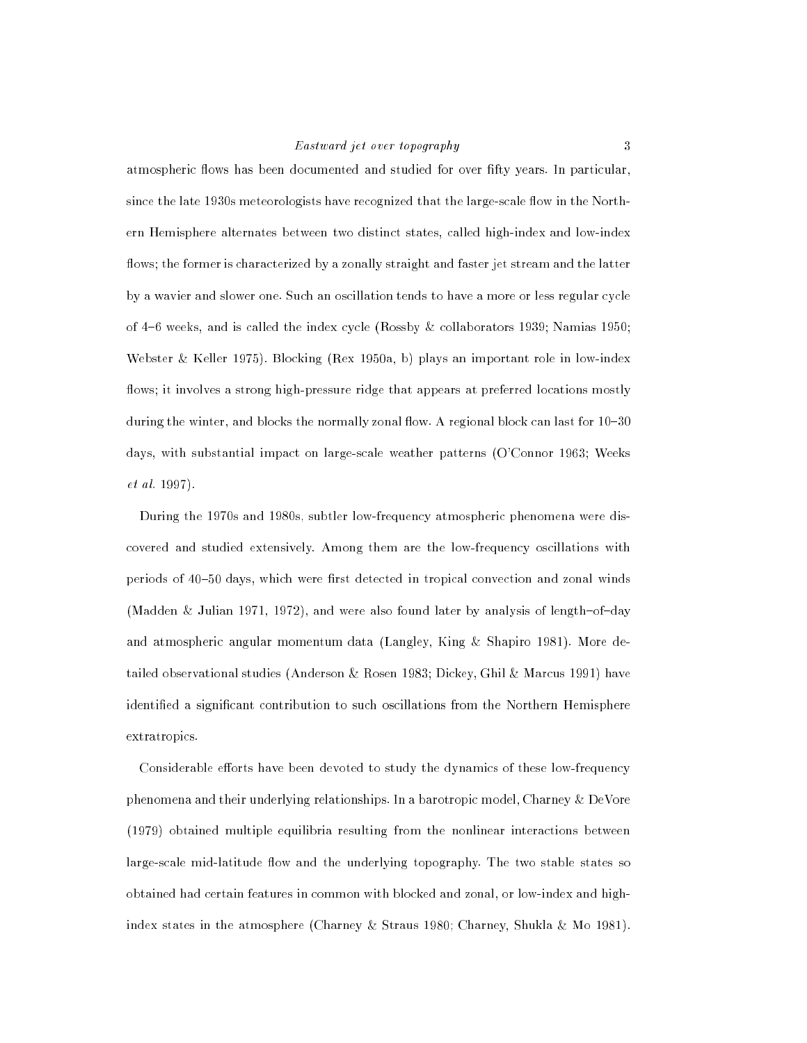atmospheric flows has been documented and studied for over fifty years. In particular, since the late 1930s meteorologists have recognized that the large-scale flow in the Northern Hemisphere alternates between two distinct states, called high-index and low-index flows; the former is characterized by a zonally straight and faster jet stream and the latter by a wavier and slower one. Such an oscillation tends to have a more or less regular cycle of 4–6 weeks, and is called the index cycle (Rossby & collaborators 1939; Namias 1950; Webster & Keller 1975). Blocking (Rex 1950a, b) plays an important role in low-index flows; it involves a strong high-pressure ridge that appears at preferred locations mostly during the winter, and blocks the normally zonal flow. A regional block can last for 10–30 days, with substantial impact on large-scale weather patterns (O'Connor 1963; Weeks *et al.* 1997).

During the 1970s and 1980s, subtler low-frequency atmospheric phenomena were discovered and studied extensively. Among them are the low-frequency oscillations with periods of 40–50 days, which were first detected in tropical convection and zonal winds (Madden & Julian 1971, 1972), and were also found later by analysis of length–of–day and atmospheric angular momentum data (Langley, King & Shapiro 1981). More detailed observational studies (Anderson & Rosen 1983; Dickey, Ghil & Marcus 1991) have identified a significant contribution to such oscillations from the Northern Hemisphere extratropics.

Considerable efforts have been devoted to study the dynamics of these low-frequency phenomena and their underlying relationships. In a barotropic model, Charney & DeVore (1979) obtained multiple equilibria resulting from the nonlinear interactions between large-scale mid-latitude flow and the underlying topography. The two stable states so obtained had certain features in common with blocked and zonal, or low-index and high-index states in the atmosphere (Charney & Straus 1980; Charney, Shukla & Mo 1981).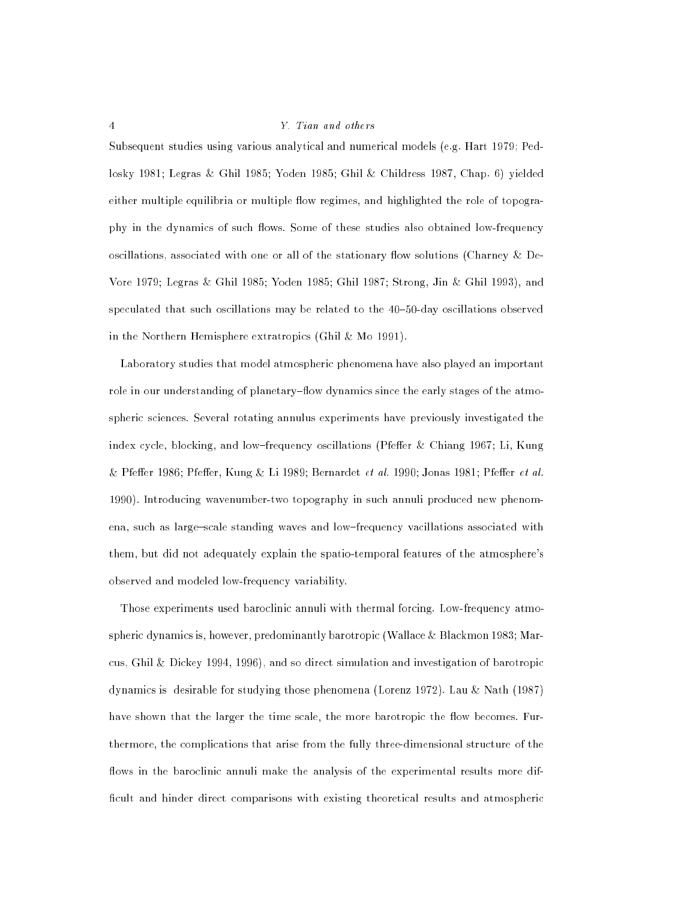Subsequent studies using various analytical and numerical models (e.g. Hart 1979; Pedlosky 1981; Legras & Ghil 1985; Yoden 1985; Ghil & Childress 1987, Chap. 6) yielded either multiple equilibria or multiple flow regimes, and highlighted the role of topography in the dynamics of such flows. Some of these studies also obtained low-frequency oscillations, associated with one or all of the stationary flow solutions (Charney & DeVore 1979; Legras & Ghil 1985; Yoden 1985; Ghil 1987; Strong, Jin & Ghil 1993), and speculated that such oscillations may be related to the 40–50-day oscillations observed in the Northern Hemisphere extratropics (Ghil & Mo 1991).

Laboratory studies that model atmospheric phenomena have also played an important role in our understanding of planetary–flow dynamics since the early stages of the atmospheric sciences. Several rotating annulus experiments have previously investigated the index cycle, blocking, and low–frequency oscillations (Pfeffer & Chiang 1967; Li, Kung & Pfeffer 1986; Pfeffer, Kung & Li 1989; Bernardet *et al.* 1990; Jonas 1981; Pfeffer *et al.* 1990). Introducing wavenumber-two topography in such annuli produced new phenomena, such as large–scale standing waves and low–frequency vacillations associated with them, but did not adequately explain the spatio-temporal features of the atmosphere's observed and modeled low-frequency variability.

Those experiments used baroclinic annuli with thermal forcing. Low-frequency atmospheric dynamics is, however, predominantly barotropic (Wallace & Blackmon 1983; Marcus, Ghil & Dickey 1994, 1996), and so direct simulation and investigation of barotropic dynamics is desirable for studying those phenomena (Lorenz 1972). Lau & Nath (1987) have shown that the larger the time scale, the more barotropic the flow becomes. Furthermore, the complications that arise from the fully three-dimensional structure of the flows in the baroclinic annuli make the analysis of the experimental results more difficult and hinder direct comparisons with existing theoretical results and atmospheric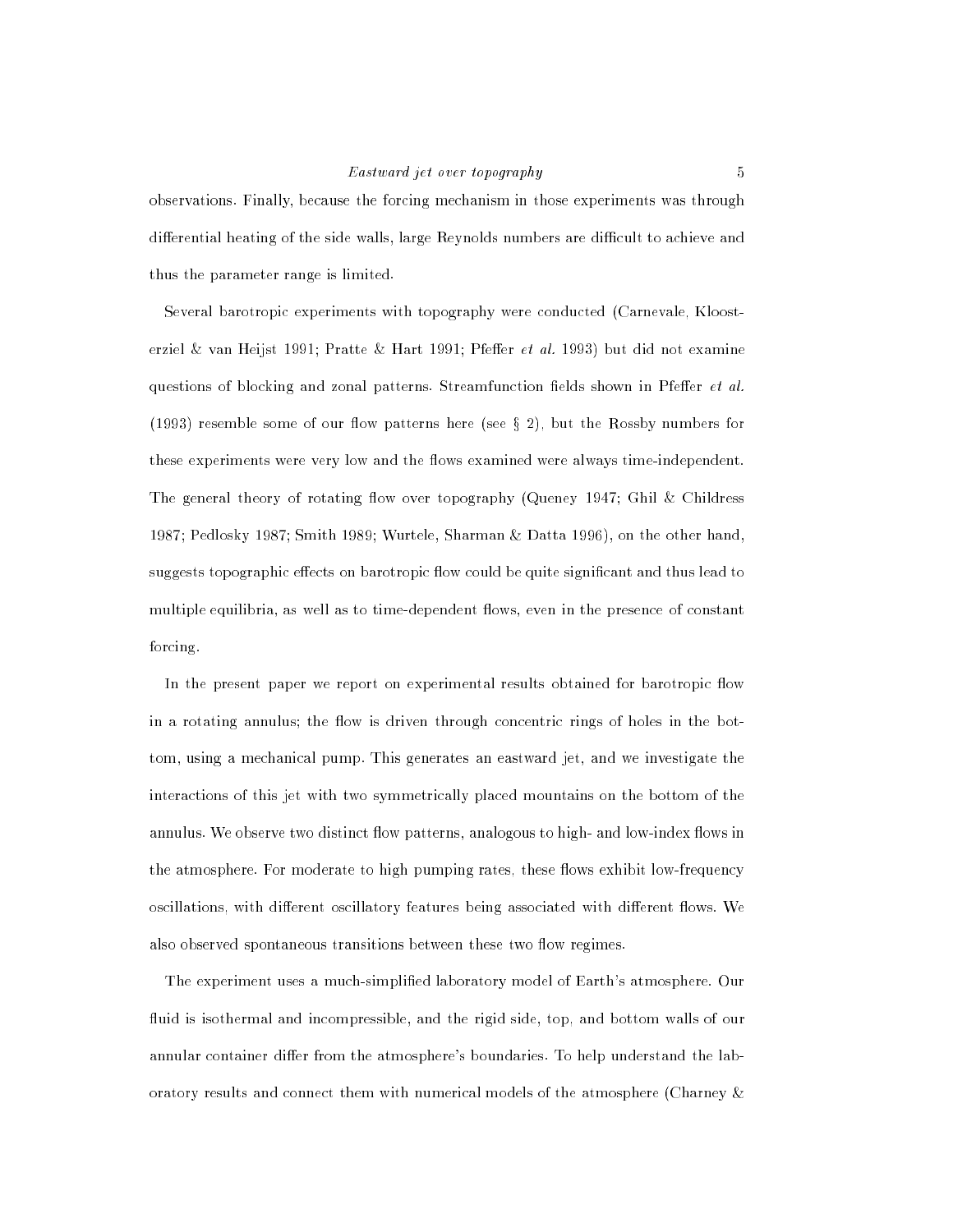observations. Finally, because the forcing mechanism in those experiments was through differential heating of the side walls, large Reynolds numbers are difficult to achieve and thus the parameter range is limited.

Several barotropic experiments with topography were conducted (Carnevale, Kloosterziel & van Heijst 1991; Pratte & Hart 1991; Pfeffer *et al.* 1993) but did not examine questions of blocking and zonal patterns. Streamfunction fields shown in Pfeffer *et al.* (1993) resemble some of our flow patterns here (see § 2), but the Rossby numbers for these experiments were very low and the flows examined were always time-independent. The general theory of rotating flow over topography (Queney 1947; Ghil & Childress 1987; Pedlosky 1987; Smith 1989; Wurtele, Sharman & Datta 1996), on the other hand, suggests topographic effects on barotropic flow could be quite significant and thus lead to multiple equilibria, as well as to time-dependent flows, even in the presence of constant forcing.

In the present paper we report on experimental results obtained for barotropic flow in a rotating annulus; the flow is driven through concentric rings of holes in the bottom, using a mechanical pump. This generates an eastward jet, and we investigate the interactions of this jet with two symmetrically placed mountains on the bottom of the annulus. We observe two distinct flow patterns, analogous to high- and low-index flows in the atmosphere. For moderate to high pumping rates, these flows exhibit low-frequency oscillations, with different oscillatory features being associated with different flows. We also observed spontaneous transitions between these two flow regimes.

The experiment uses a much-simplified laboratory model of Earth's atmosphere. Our fluid is isothermal and incompressible, and the rigid side, top, and bottom walls of our annular container differ from the atmosphere's boundaries. To help understand the laboratory results and connect them with numerical models of the atmosphere (Charney &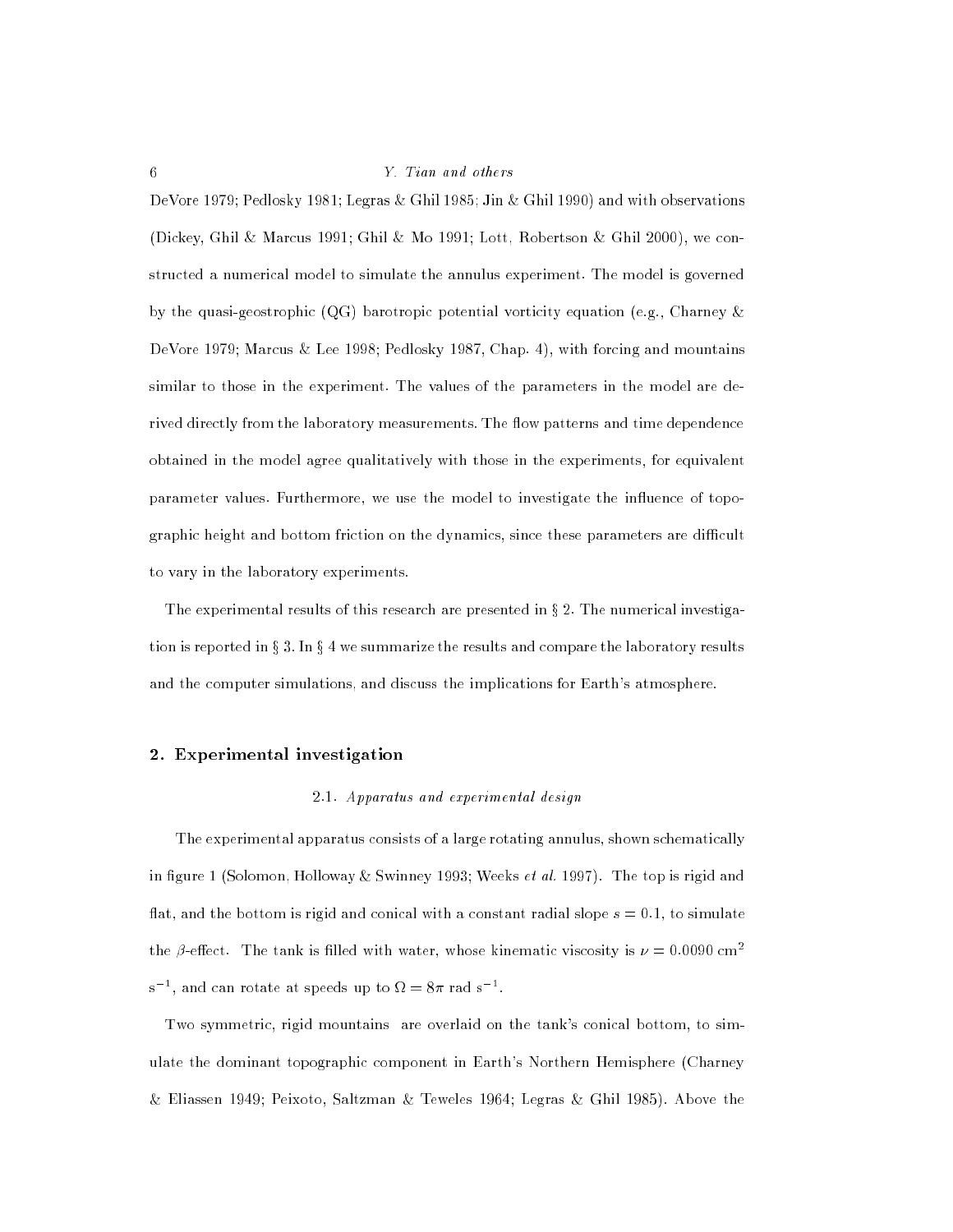DeVore 1979; Pedlosky 1981; Legras & Ghil 1985; Jin & Ghil 1990) and with observations (Dickey, Ghil & Marcus 1991; Ghil & Mo 1991; Lott, Robertson & Ghil 2000), we constructed a numerical model to simulate the annulus experiment. The model is governed by the quasi-geostrophic (QG) barotropic potential vorticity equation (e.g., Charney & DeVore 1979; Marcus & Lee 1998; Pedlosky 1987, Chap. 4), with forcing and mountains similar to those in the experiment. The values of the parameters in the model are derived directly from the laboratory measurements. The flow patterns and time dependence obtained in the model agree qualitatively with those in the experiments, for equivalent parameter values. Furthermore, we use the model to investigate the influence of topographic height and bottom friction on the dynamics, since these parameters are difficult to vary in the laboratory experiments.

The experimental results of this research are presented in § 2. The numerical investigation is reported in § 3. In § 4 we summarize the results and compare the laboratory results and the computer simulations, and discuss the implications for Earth's atmosphere.

## 2. Experimental investigation

### 2.1. *Apparatus and experimental design*

The experimental apparatus consists of a large rotating annulus, shown schematically in figure 1 (Solomon, Holloway & Swinney 1993; Weeks *et al.* 1997). The top is rigid and flat, and the bottom is rigid and conical with a constant radial slope $s = 0.1$, to simulate the $\beta$-effect. The tank is filled with water, whose kinematic viscosity is $\nu = 0.0090$ cm$^2$ s$^{-1}$, and can rotate at speeds up to $\Omega = 8\pi$ rad s$^{-1}$.

Two symmetric, rigid mountains are overlaid on the tank's conical bottom, to simulate the dominant topographic component in Earth's Northern Hemisphere (Charney & Eliassen 1949; Peixoto, Saltzman & Teweles 1964; Legras & Ghil 1985). Above the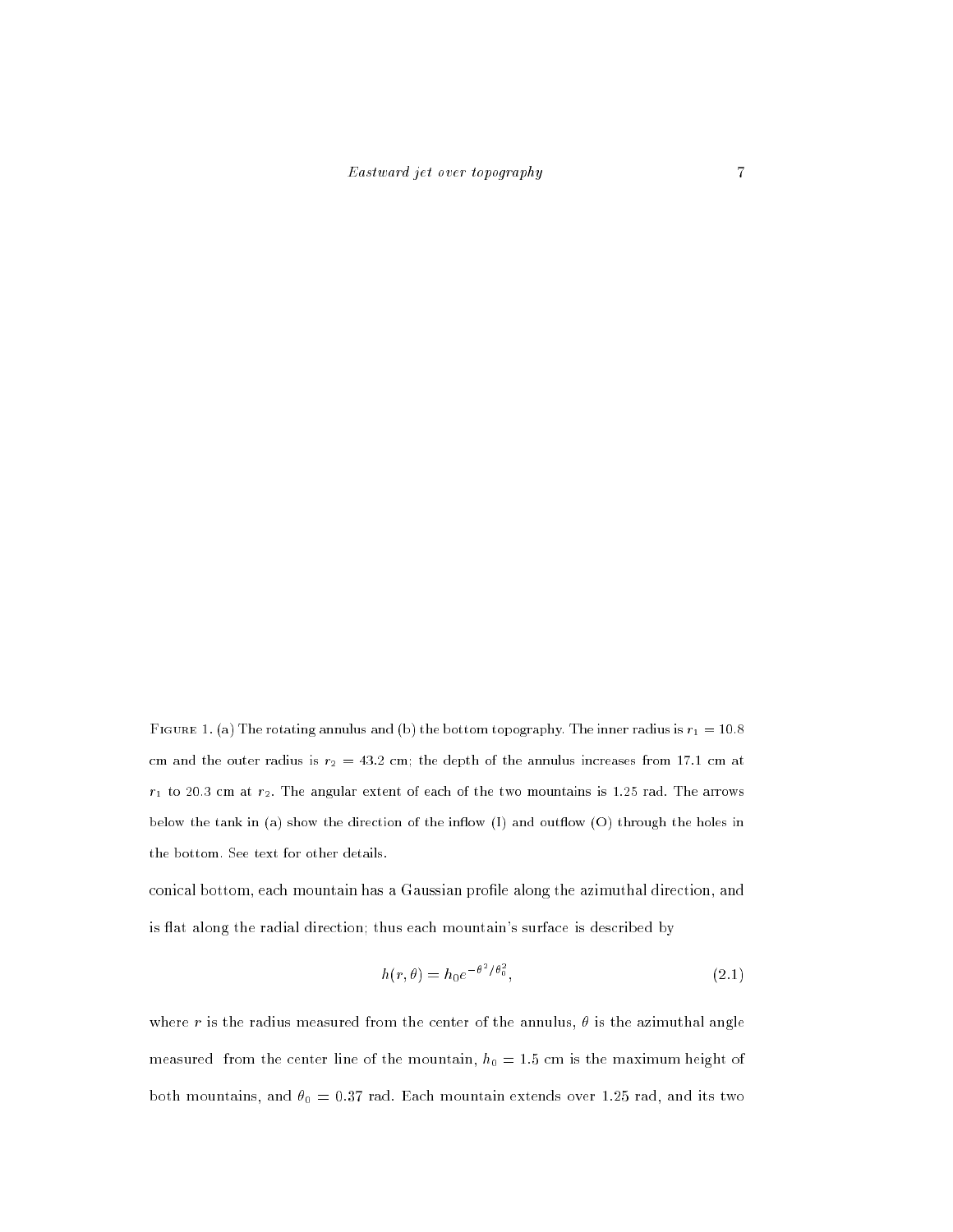Figure 1. (a) The rotating annulus and (b) the bottom topography. The inner radius is $r_1 = 10.8$ cm and the outer radius is $r_2 = 43.2$ cm; the depth of the annulus increases from 17.1 cm at $r_1$ to 20.3 cm at $r_2$. The angular extent of each of the two mountains is 1.25 rad. The arrows below the tank in (a) show the direction of the inflow (I) and outflow (O) through the holes in the bottom. See text for other details.

conical bottom, each mountain has a Gaussian profile along the azimuthal direction, and is flat along the radial direction; thus each mountain's surface is described by

$$h(r, \theta) = h_0 e^{-\theta^2/\theta_0^2}, \tag{2.1}$$

where $r$ is the radius measured from the center of the annulus, $\theta$ is the azimuthal angle measured from the center line of the mountain, $h_0 = 1.5$ cm is the maximum height of both mountains, and $\theta_0 = 0.37$ rad. Each mountain extends over 1.25 rad, and its two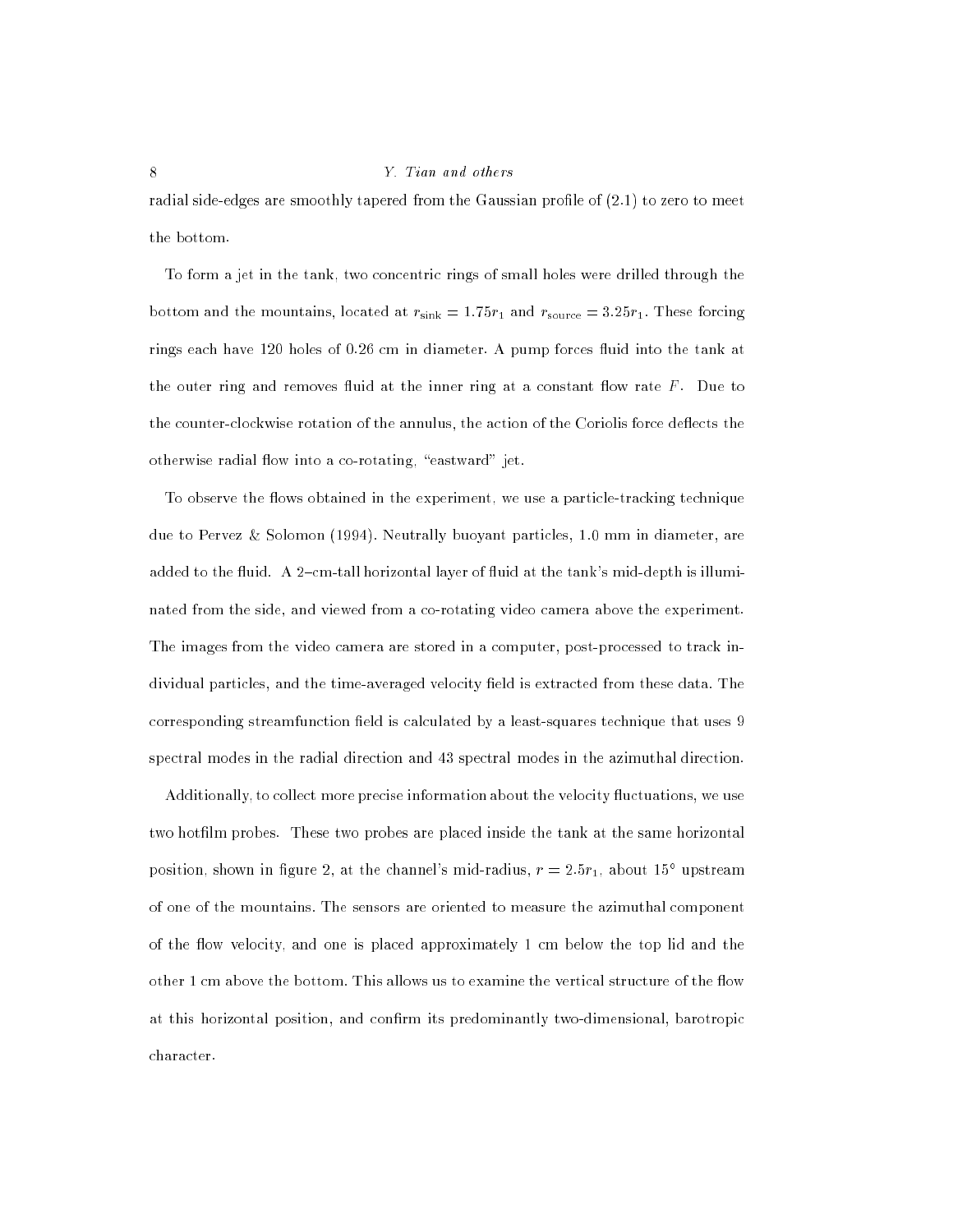radial side-edges are smoothly tapered from the Gaussian profile of (2.1) to zero to meet the bottom.

To form a jet in the tank, two concentric rings of small holes were drilled through the bottom and the mountains, located at $r_{\text{sink}} = 1.75r_1$ and $r_{\text{source}} = 3.25r_1$. These forcing rings each have 120 holes of 0.26 cm in diameter. A pump forces fluid into the tank at the outer ring and removes fluid at the inner ring at a constant flow rate $F$. Due to the counter-clockwise rotation of the annulus, the action of the Coriolis force deflects the otherwise radial flow into a co-rotating, "eastward" jet.

To observe the flows obtained in the experiment, we use a particle-tracking technique due to Pervez & Solomon (1994). Neutrally buoyant particles, 1.0 mm in diameter, are added to the fluid. A 2–cm-tall horizontal layer of fluid at the tank's mid-depth is illuminated from the side, and viewed from a co-rotating video camera above the experiment. The images from the video camera are stored in a computer, post-processed to track individual particles, and the time-averaged velocity field is extracted from these data. The corresponding streamfunction field is calculated by a least-squares technique that uses 9 spectral modes in the radial direction and 43 spectral modes in the azimuthal direction.

Additionally, to collect more precise information about the velocity fluctuations, we use two hotfilm probes. These two probes are placed inside the tank at the same horizontal position, shown in figure 2, at the channel's mid-radius, $r = 2.5r_1$, about $15^{\circ}$ upstream of one of the mountains. The sensors are oriented to measure the azimuthal component of the flow velocity, and one is placed approximately 1 cm below the top lid and the other 1 cm above the bottom. This allows us to examine the vertical structure of the flow at this horizontal position, and confirm its predominantly two-dimensional, barotropic character.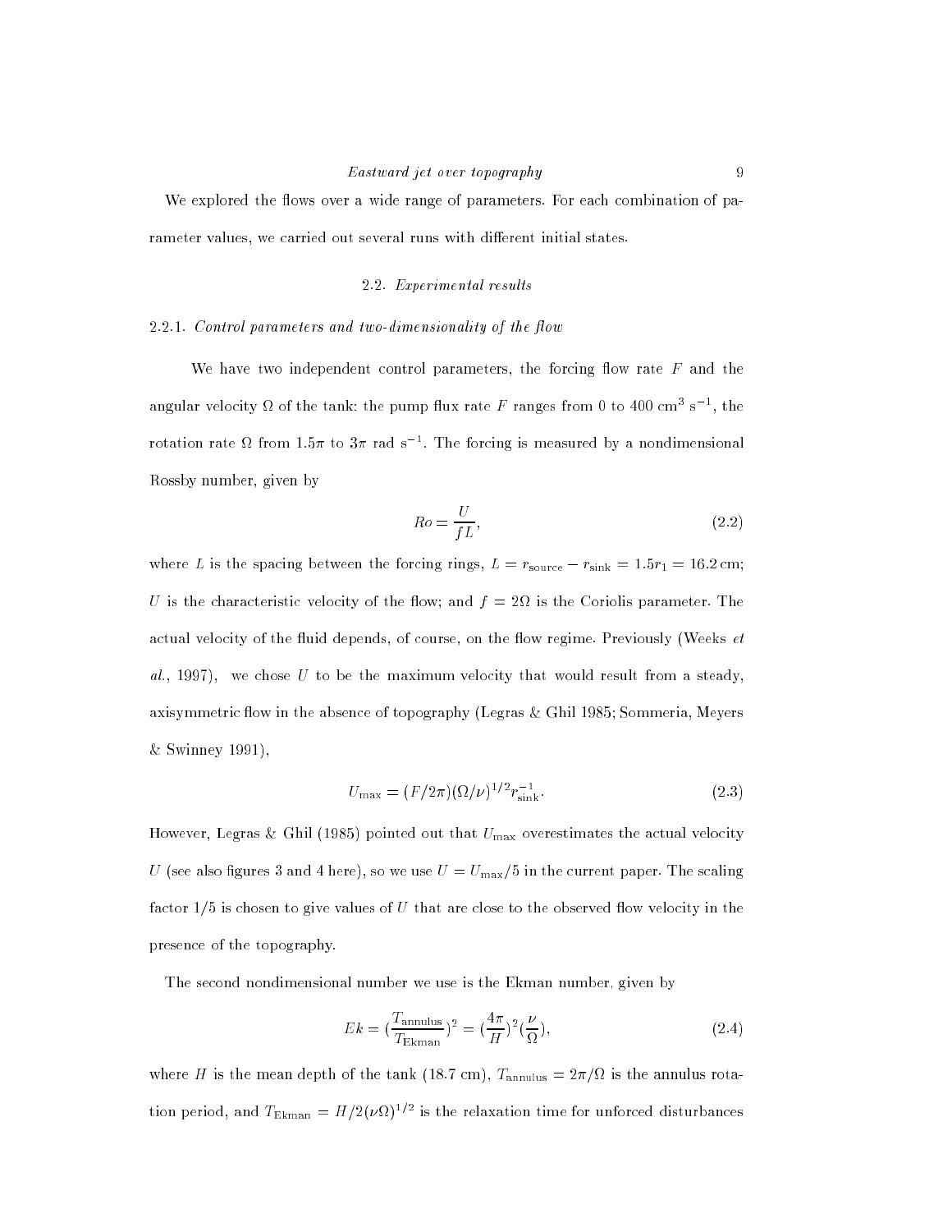We explored the flows over a wide range of parameters. For each combination of parameter values, we carried out several runs with different initial states.

## 2.2. *Experimental results*

### 2.2.1. *Control parameters and two-dimensionality of the flow*

We have two independent control parameters, the forcing flow rate $F$ and the angular velocity $\Omega$ of the tank: the pump flux rate $F$ ranges from 0 to 400 cm$^3$ s$^{-1}$, the rotation rate $\Omega$ from $1.5\pi$ to $3\pi$ rad s$^{-1}$. The forcing is measured by a nondimensional Rossby number, given by

$$Ro = \frac{U}{fL}, \tag{2.2}$$

where $L$ is the spacing between the forcing rings, $L = r_{\text{source}} - r_{\text{sink}} = 1.5r_1 = 16.2\,\text{cm}$; $U$ is the characteristic velocity of the flow; and $f = 2\Omega$ is the Coriolis parameter. The actual velocity of the fluid depends, of course, on the flow regime. Previously (Weeks *et al.*, 1997), we chose $U$ to be the maximum velocity that would result from a steady, axisymmetric flow in the absence of topography (Legras & Ghil 1985; Sommeria, Meyers & Swinney 1991),

$$U_{\max} = (F/2\pi)(\Omega/\nu)^{1/2} r_{\text{sink}}^{-1}. \tag{2.3}$$

However, Legras & Ghil (1985) pointed out that $U_{\max}$ overestimates the actual velocity $U$ (see also figures 3 and 4 here), so we use $U = U_{\max}/5$ in the current paper. The scaling factor 1/5 is chosen to give values of $U$ that are close to the observed flow velocity in the presence of the topography.

The second nondimensional number we use is the Ekman number, given by

$$Ek = \left(\frac{T_{\text{annulus}}}{T_{\text{Ekman}}}\right)^2 = \left(\frac{4\pi}{H}\right)^2 \left(\frac{\nu}{\Omega}\right), \tag{2.4}$$

where $H$ is the mean depth of the tank (18.7 cm), $T_{\text{annulus}} = 2\pi/\Omega$ is the annulus rotation period, and $T_{\text{Ekman}} = H/2(\nu\Omega)^{1/2}$ is the relaxation time for unforced disturbances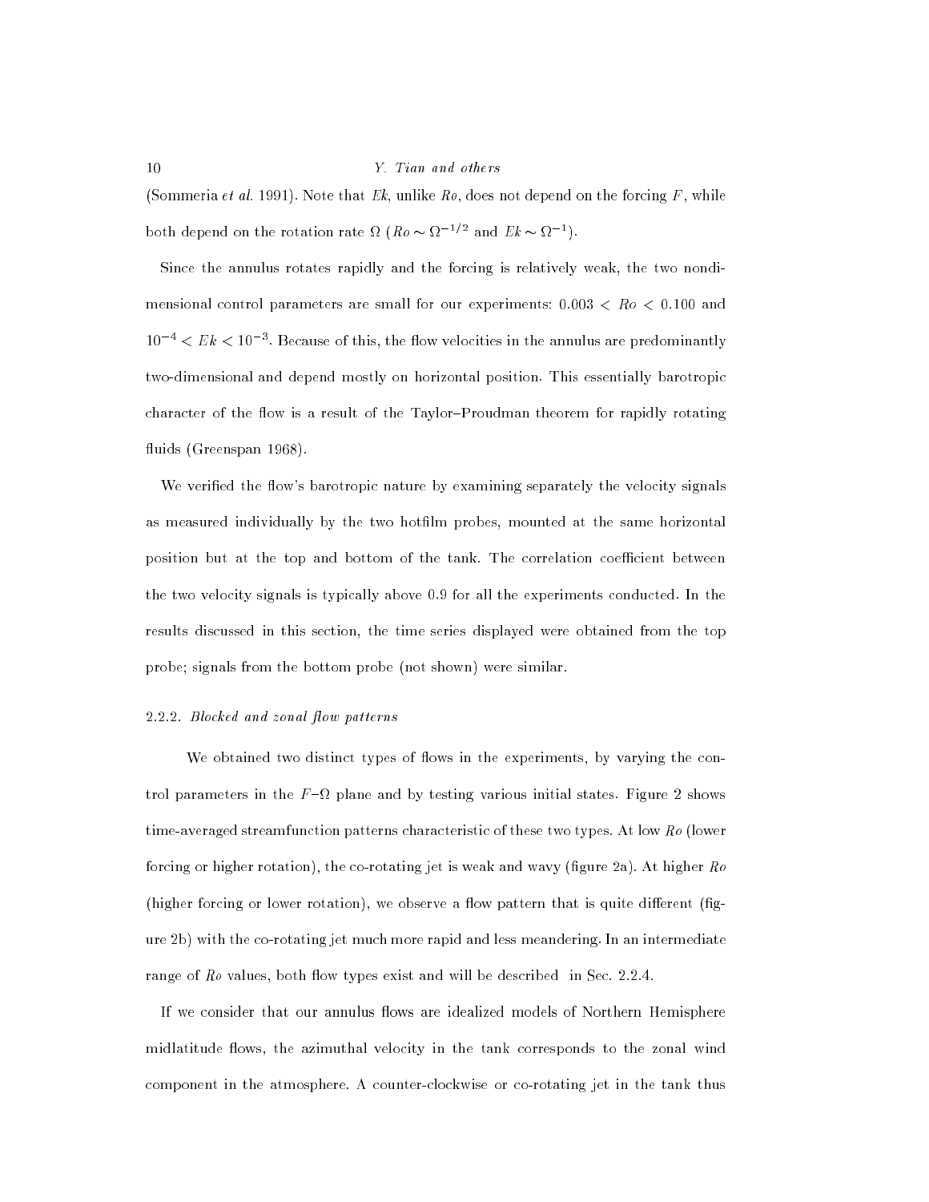(Sommeria *et al.* 1991). Note that $Ek$, unlike $Ro$, does not depend on the forcing $F$, while both depend on the rotation rate $\Omega$ ($Ro \sim \Omega^{-1/2}$ and $Ek \sim \Omega^{-1}$).

Since the annulus rotates rapidly and the forcing is relatively weak, the two nondimensional control parameters are small for our experiments: $0.003 < Ro < 0.100$ and $10^{-4} < Ek < 10^{-3}$. Because of this, the flow velocities in the annulus are predominantly two-dimensional and depend mostly on horizontal position. This essentially barotropic character of the flow is a result of the Taylor–Proudman theorem for rapidly rotating fluids (Greenspan 1968).

We verified the flow's barotropic nature by examining separately the velocity signals as measured individually by the two hotfilm probes, mounted at the same horizontal position but at the top and bottom of the tank. The correlation coefficient between the two velocity signals is typically above 0.9 for all the experiments conducted. In the results discussed in this section, the time series displayed were obtained from the top probe; signals from the bottom probe (not shown) were similar.

### 2.2.2. *Blocked and zonal flow patterns*

We obtained two distinct types of flows in the experiments, by varying the control parameters in the $F$–$\Omega$ plane and by testing various initial states. Figure 2 shows time-averaged streamfunction patterns characteristic of these two types. At low $Ro$ (lower forcing or higher rotation), the co-rotating jet is weak and wavy (figure 2a). At higher $Ro$ (higher forcing or lower rotation), we observe a flow pattern that is quite different (figure 2b) with the co-rotating jet much more rapid and less meandering. In an intermediate range of $Ro$ values, both flow types exist and will be described in Sec. 2.2.4.

If we consider that our annulus flows are idealized models of Northern Hemisphere midlatitude flows, the azimuthal velocity in the tank corresponds to the zonal wind component in the atmosphere. A counter-clockwise or co-rotating jet in the tank thus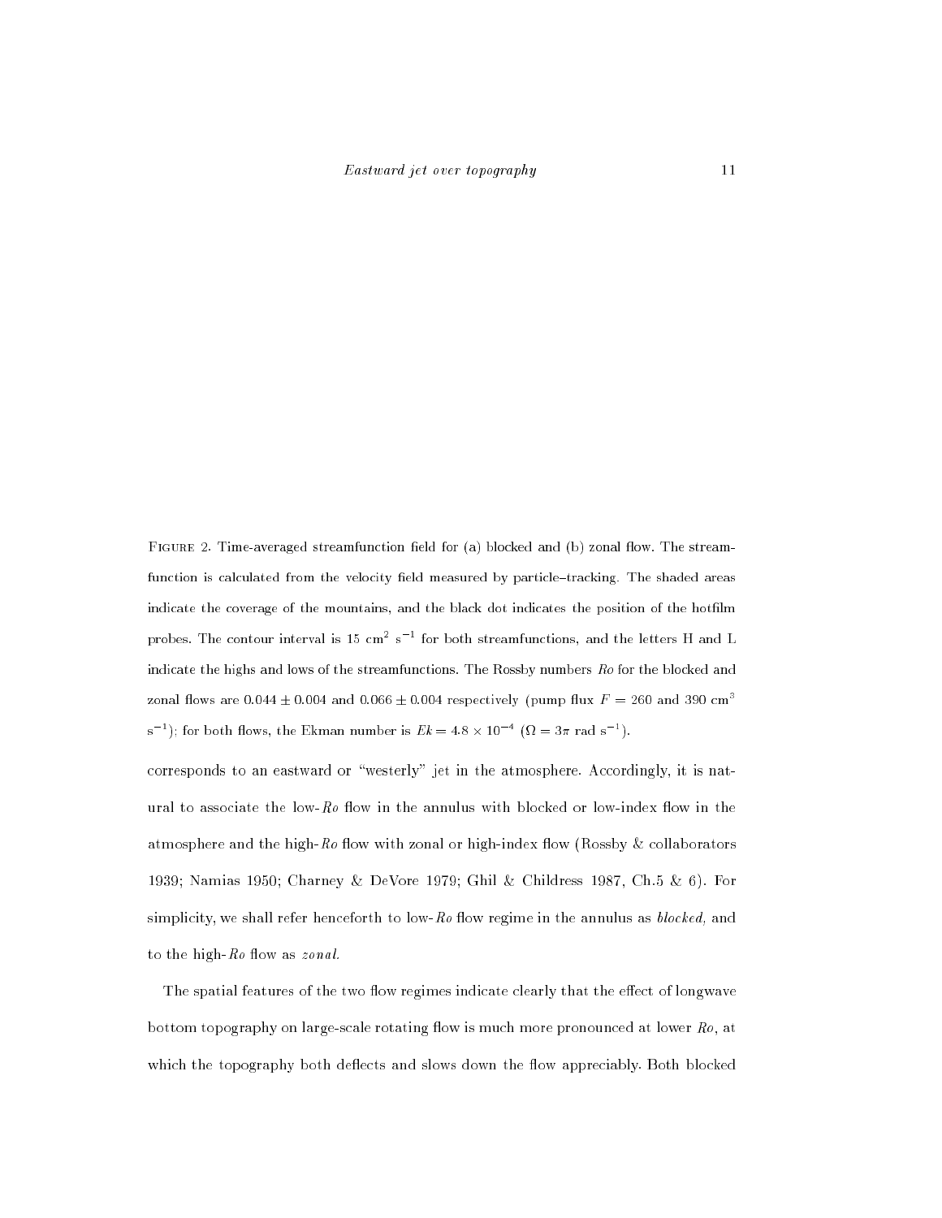Figure 2. Time-averaged streamfunction field for (a) blocked and (b) zonal flow. The streamfunction is calculated from the velocity field measured by particle–tracking. The shaded areas indicate the coverage of the mountains, and the black dot indicates the position of the hotfilm probes. The contour interval is 15 $cm^2$ $s^{-1}$ for both streamfunctions, and the letters H and L indicate the highs and lows of the streamfunctions. The Rossby numbers *Ro* for the blocked and zonal flows are $0.044 \pm 0.004$ and $0.066 \pm 0.004$ respectively (pump flux $F = 260$ and 390 $cm^3$ $s^{-1}$); for both flows, the Ekman number is $Ek = 4.8 \times 10^{-4}$ ($\Omega = 3\pi$ rad $s^{-1}$).

corresponds to an eastward or "westerly" jet in the atmosphere. Accordingly, it is natural to associate the low-*Ro* flow in the annulus with blocked or low-index flow in the atmosphere and the high-*Ro* flow with zonal or high-index flow (Rossby & collaborators 1939; Namias 1950; Charney & DeVore 1979; Ghil & Childress 1987, Ch.5 & 6). For simplicity, we shall refer henceforth to low-*Ro* flow regime in the annulus as *blocked,* and to the high-*Ro* flow as *zonal.*

The spatial features of the two flow regimes indicate clearly that the effect of longwave bottom topography on large-scale rotating flow is much more pronounced at lower *Ro*, at which the topography both deflects and slows down the flow appreciably. Both blocked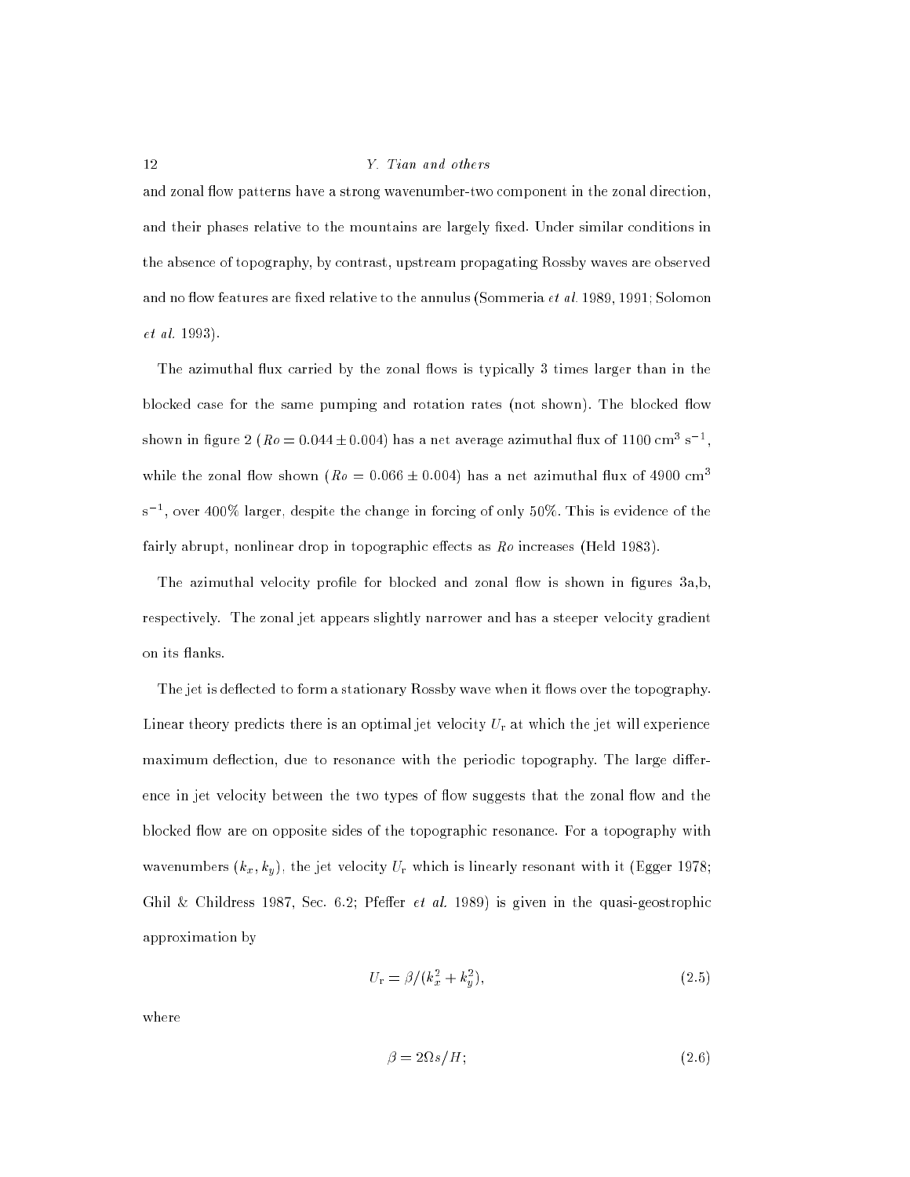and zonal flow patterns have a strong wavenumber-two component in the zonal direction, and their phases relative to the mountains are largely fixed. Under similar conditions in the absence of topography, by contrast, upstream propagating Rossby waves are observed and no flow features are fixed relative to the annulus (Sommeria *et al.* 1989, 1991; Solomon *et al.* 1993).

The azimuthal flux carried by the zonal flows is typically 3 times larger than in the blocked case for the same pumping and rotation rates (not shown). The blocked flow shown in figure 2 ($Ro = 0.044 \pm 0.004$) has a net average azimuthal flux of 1100 cm$^3$ s$^{-1}$, while the zonal flow shown ($Ro = 0.066 \pm 0.004$) has a net azimuthal flux of 4900 cm$^3$ s$^{-1}$, over 400% larger, despite the change in forcing of only 50%. This is evidence of the fairly abrupt, nonlinear drop in topographic effects as $Ro$ increases (Held 1983).

The azimuthal velocity profile for blocked and zonal flow is shown in figures 3a,b, respectively. The zonal jet appears slightly narrower and has a steeper velocity gradient on its flanks.

The jet is deflected to form a stationary Rossby wave when it flows over the topography. Linear theory predicts there is an optimal jet velocity $U_{\rm r}$ at which the jet will experience maximum deflection, due to resonance with the periodic topography. The large difference in jet velocity between the two types of flow suggests that the zonal flow and the blocked flow are on opposite sides of the topographic resonance. For a topography with wavenumbers $(k_x, k_y)$, the jet velocity $U_{\rm r}$ which is linearly resonant with it (Egger 1978; Ghil & Childress 1987, Sec. 6.2; Pfeffer *et al.* 1989) is given in the quasi-geostrophic approximation by

$$U_{\rm r} = \beta/(k_x^2 + k_y^2), \tag{2.5}$$

where

$$\beta = 2\Omega s/H; \tag{2.6}$$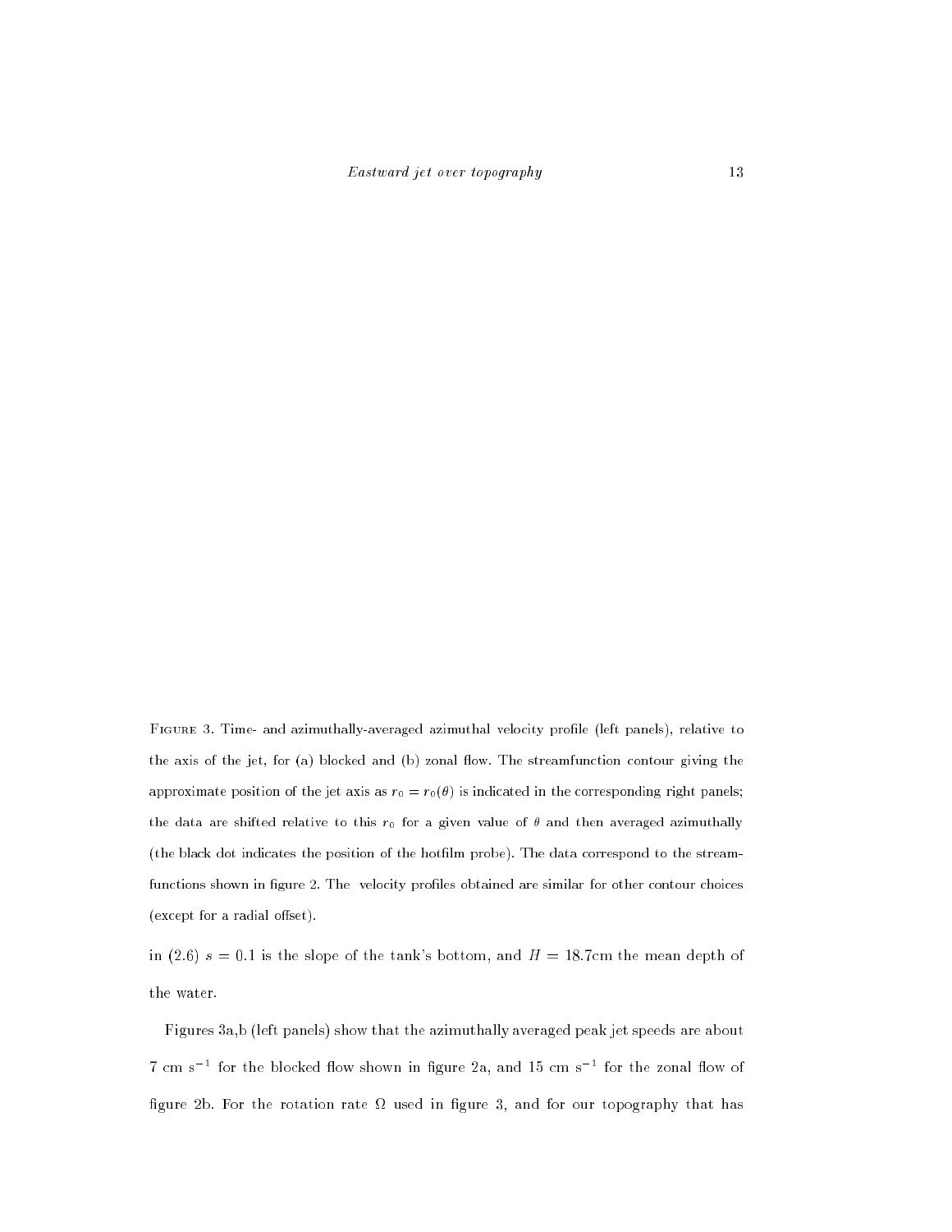Figure 3. Time- and azimuthally-averaged azimuthal velocity profile (left panels), relative to the axis of the jet, for (a) blocked and (b) zonal flow. The streamfunction contour giving the approximate position of the jet axis as $r_0 = r_0(\theta)$ is indicated in the corresponding right panels; the data are shifted relative to this $r_0$ for a given value of $\theta$ and then averaged azimuthally (the black dot indicates the position of the hotfilm probe). The data correspond to the streamfunctions shown in figure 2. The velocity profiles obtained are similar for other contour choices (except for a radial offset).

in (2.6) $s = 0.1$ is the slope of the tank's bottom, and $H = 18.7$cm the mean depth of the water.

Figures 3a,b (left panels) show that the azimuthally averaged peak jet speeds are about 7 cm s$^{-1}$ for the blocked flow shown in figure 2a, and 15 cm s$^{-1}$ for the zonal flow of figure 2b. For the rotation rate $\Omega$ used in figure 3, and for our topography that has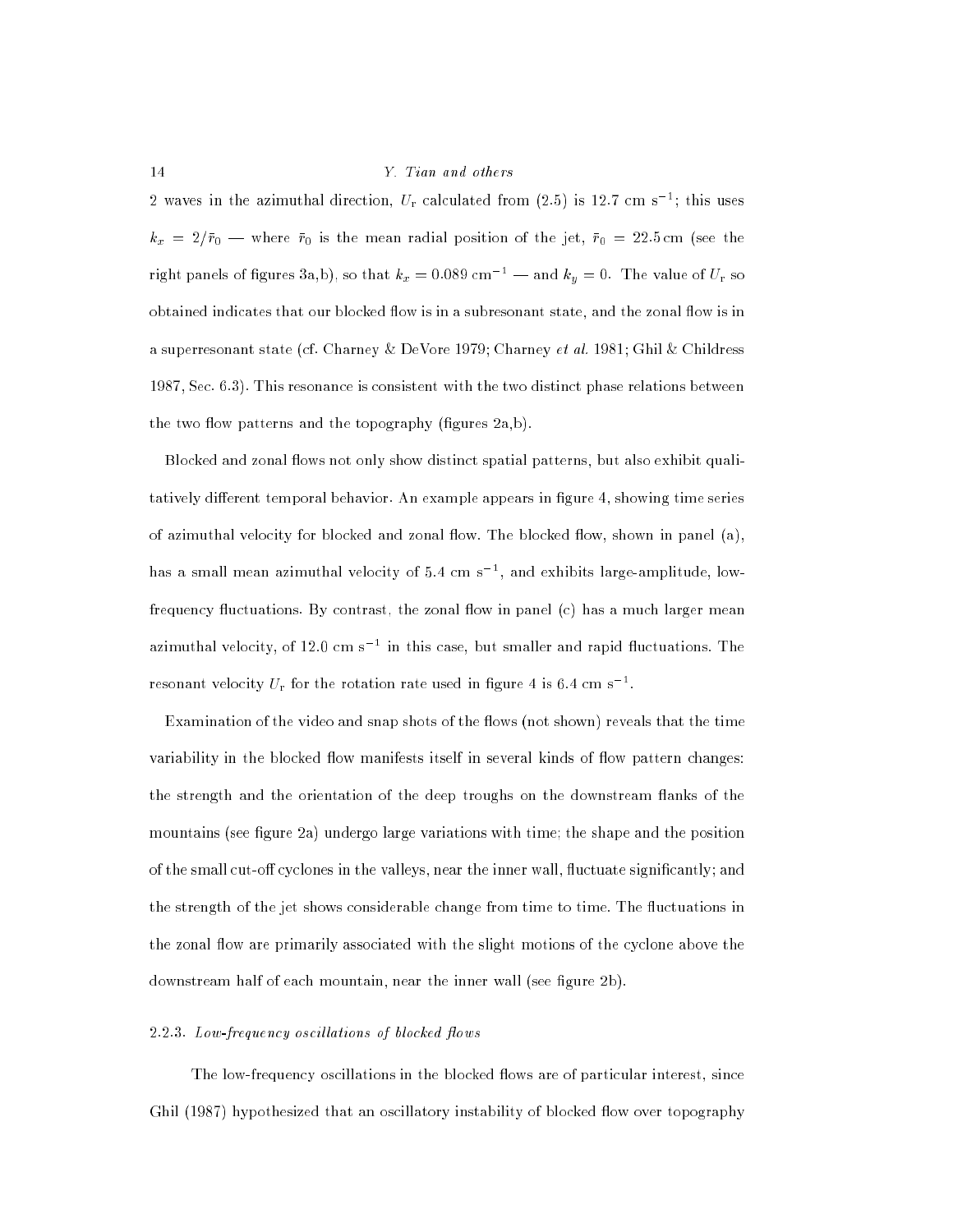2 waves in the azimuthal direction, $U_{\rm r}$ calculated from (2.5) is 12.7 cm s$^{-1}$; this uses $k_x = 2/\bar{r}_0$ — where $\bar{r}_0$ is the mean radial position of the jet, $\bar{r}_0 = 22.5$ cm (see the right panels of figures 3a,b), so that $k_x = 0.089$ cm$^{-1}$ — and $k_y = 0$. The value of $U_{\rm r}$ so obtained indicates that our blocked flow is in a subresonant state, and the zonal flow is in a superresonant state (cf. Charney & DeVore 1979; Charney *et al.* 1981; Ghil & Childress 1987, Sec. 6.3). This resonance is consistent with the two distinct phase relations between the two flow patterns and the topography (figures 2a,b).

Blocked and zonal flows not only show distinct spatial patterns, but also exhibit qualitatively different temporal behavior. An example appears in figure 4, showing time series of azimuthal velocity for blocked and zonal flow. The blocked flow, shown in panel (a), has a small mean azimuthal velocity of 5.4 cm s$^{-1}$, and exhibits large-amplitude, low-frequency fluctuations. By contrast, the zonal flow in panel (c) has a much larger mean azimuthal velocity, of 12.0 cm s$^{-1}$ in this case, but smaller and rapid fluctuations. The resonant velocity $U_{\rm r}$ for the rotation rate used in figure 4 is 6.4 cm s$^{-1}$.

Examination of the video and snap shots of the flows (not shown) reveals that the time variability in the blocked flow manifests itself in several kinds of flow pattern changes: the strength and the orientation of the deep troughs on the downstream flanks of the mountains (see figure 2a) undergo large variations with time; the shape and the position of the small cut-off cyclones in the valleys, near the inner wall, fluctuate significantly; and the strength of the jet shows considerable change from time to time. The fluctuations in the zonal flow are primarily associated with the slight motions of the cyclone above the downstream half of each mountain, near the inner wall (see figure 2b).

### 2.2.3. *Low-frequency oscillations of blocked flows*

The low-frequency oscillations in the blocked flows are of particular interest, since Ghil (1987) hypothesized that an oscillatory instability of blocked flow over topography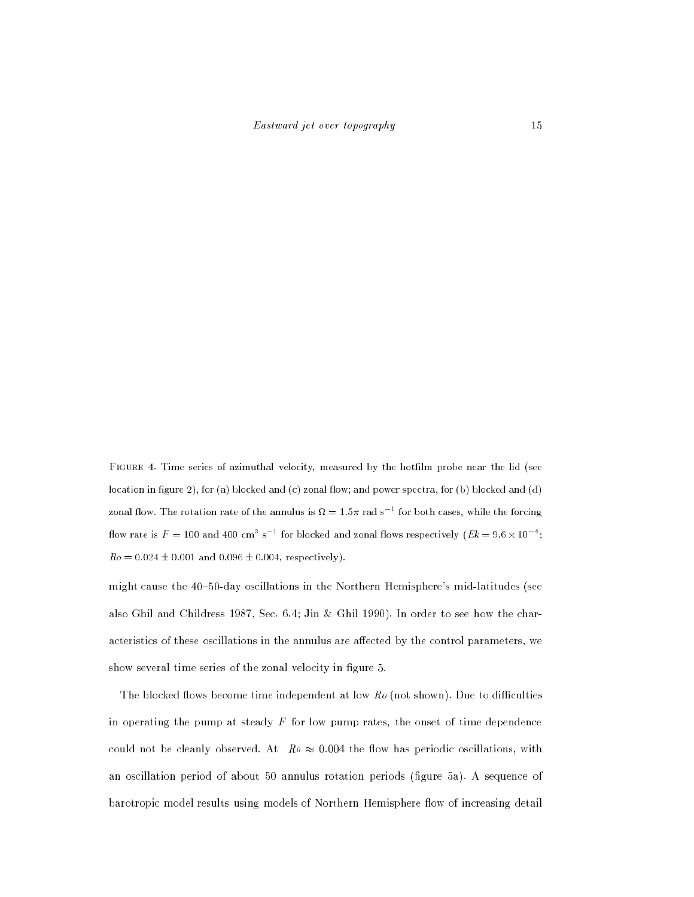FIGURE 4. Time series of azimuthal velocity, measured by the hotfilm probe near the lid (see location in figure 2), for (a) blocked and (c) zonal flow; and power spectra, for (b) blocked and (d) zonal flow. The rotation rate of the annulus is $\Omega = 1.5\pi$ rad s$^{-1}$ for both cases, while the forcing flow rate is $F = 100$ and 400 cm$^3$ s$^{-1}$ for blocked and zonal flows respectively ($Ek = 9.6 \times 10^{-4}$; $Ro = 0.024 \pm 0.001$ and $0.096 \pm 0.004$, respectively).

might cause the 40–50-day oscillations in the Northern Hemisphere's mid-latitudes (see also Ghil and Childress 1987, Sec. 6.4; Jin & Ghil 1990). In order to see how the characteristics of these oscillations in the annulus are affected by the control parameters, we show several time series of the zonal velocity in figure 5.

The blocked flows become time independent at low $Ro$ (not shown). Due to difficulties in operating the pump at steady $F$ for low pump rates, the onset of time dependence could not be cleanly observed. At $Ro \approx 0.004$ the flow has periodic oscillations, with an oscillation period of about 50 annulus rotation periods (figure 5a). A sequence of barotropic model results using models of Northern Hemisphere flow of increasing detail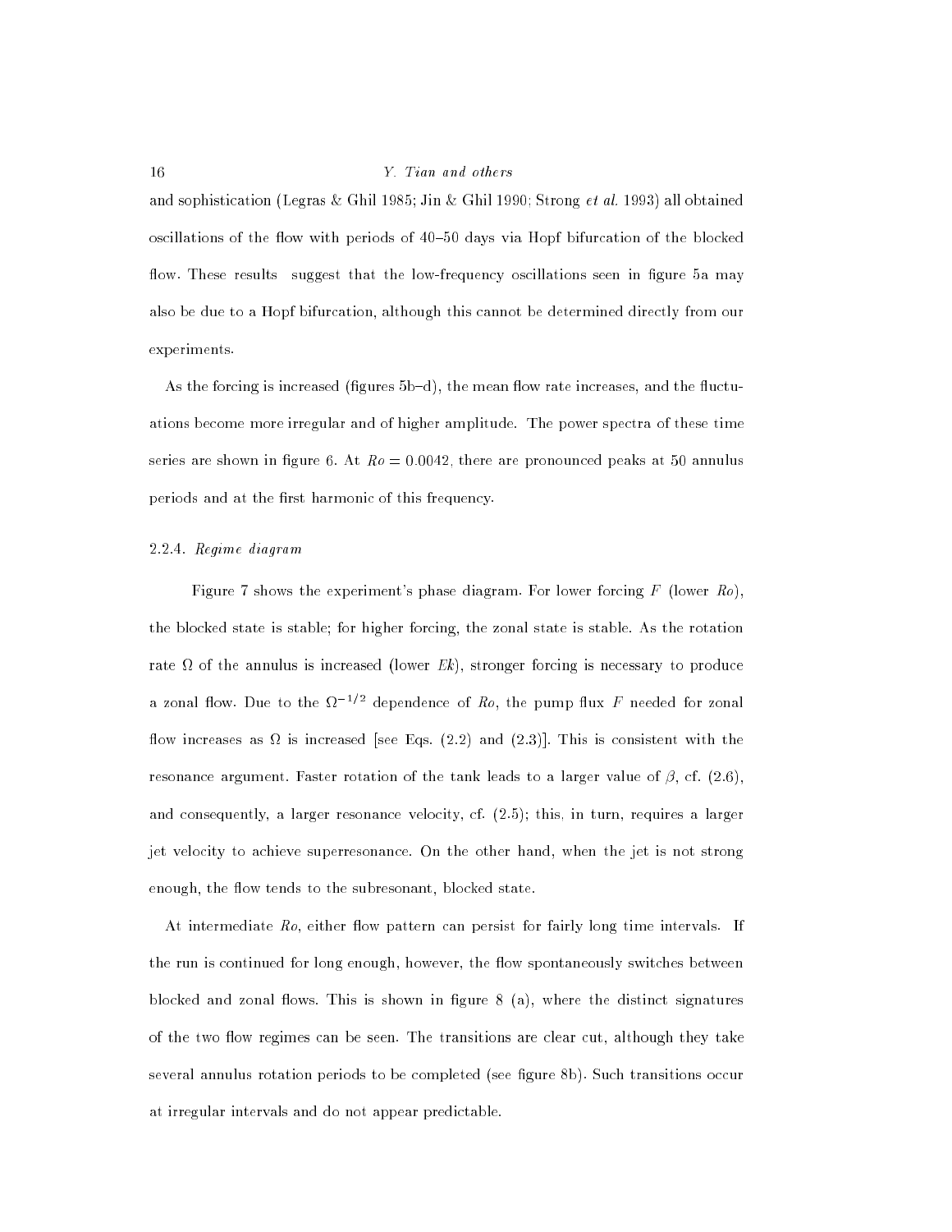and sophistication (Legras & Ghil 1985; Jin & Ghil 1990; Strong *et al.* 1993) all obtained oscillations of the flow with periods of 40–50 days via Hopf bifurcation of the blocked flow. These results suggest that the low-frequency oscillations seen in figure 5a may also be due to a Hopf bifurcation, although this cannot be determined directly from our experiments.

As the forcing is increased (figures 5b–d), the mean flow rate increases, and the fluctuations become more irregular and of higher amplitude. The power spectra of these time series are shown in figure 6. At $Ro = 0.0042$, there are pronounced peaks at 50 annulus periods and at the first harmonic of this frequency.

#### 2.2.4. *Regime diagram*

Figure 7 shows the experiment's phase diagram. For lower forcing $F$ (lower $Ro$), the blocked state is stable; for higher forcing, the zonal state is stable. As the rotation rate $\Omega$ of the annulus is increased (lower $Ek$), stronger forcing is necessary to produce a zonal flow. Due to the $\Omega^{-1/2}$ dependence of $Ro$, the pump flux $F$ needed for zonal flow increases as $\Omega$ is increased [see Eqs. (2.2) and (2.3)]. This is consistent with the resonance argument. Faster rotation of the tank leads to a larger value of $\beta$, cf. (2.6), and consequently, a larger resonance velocity, cf. (2.5); this, in turn, requires a larger jet velocity to achieve superresonance. On the other hand, when the jet is not strong enough, the flow tends to the subresonant, blocked state.

At intermediate $Ro$, either flow pattern can persist for fairly long time intervals. If the run is continued for long enough, however, the flow spontaneously switches between blocked and zonal flows. This is shown in figure 8 (a), where the distinct signatures of the two flow regimes can be seen. The transitions are clear cut, although they take several annulus rotation periods to be completed (see figure 8b). Such transitions occur at irregular intervals and do not appear predictable.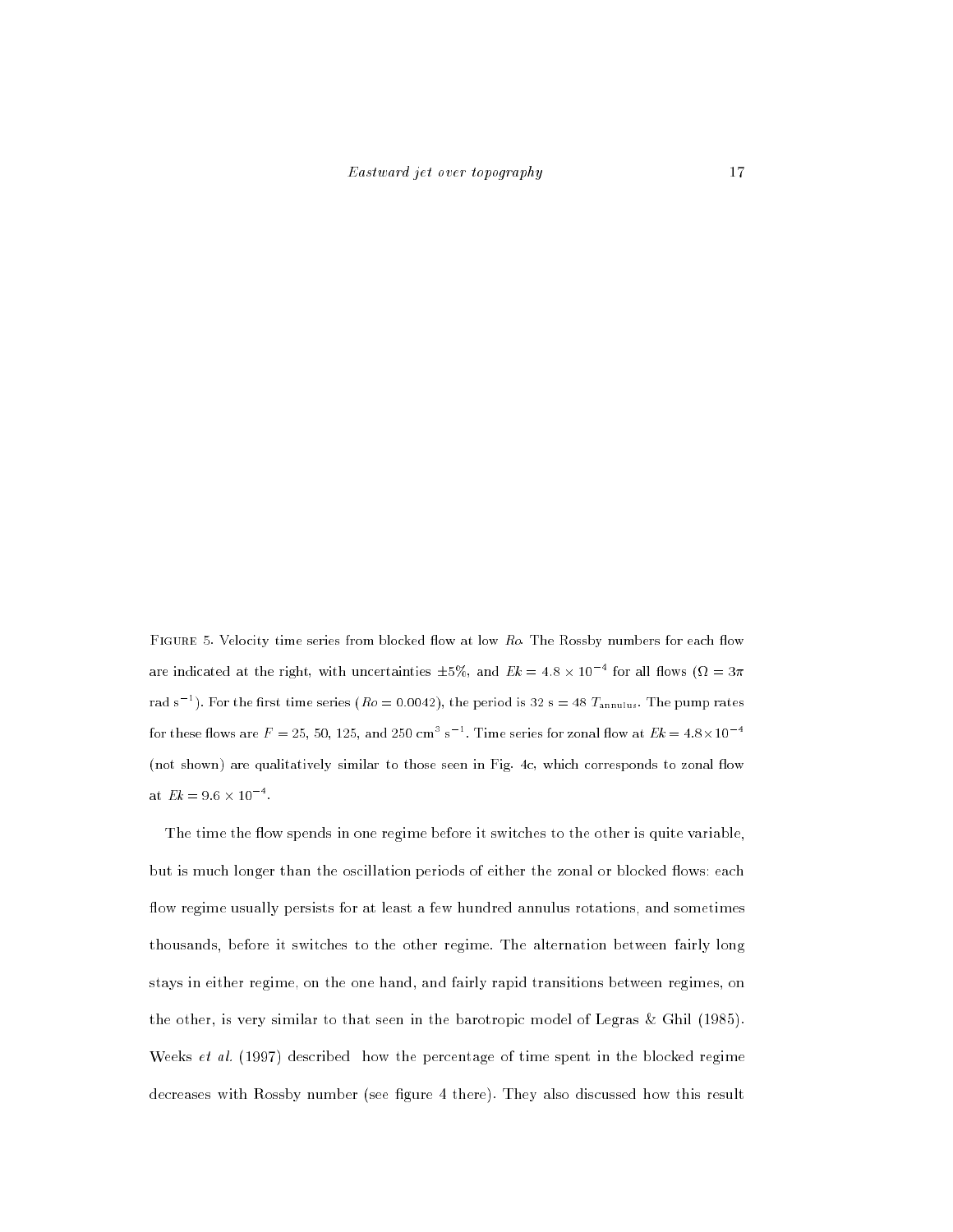FIGURE 5. Velocity time series from blocked flow at low $Ro$. The Rossby numbers for each flow are indicated at the right, with uncertainties $\pm 5\%$, and $Ek = 4.8 \times 10^{-4}$ for all flows ($\Omega = 3\pi$ rad s$^{-1}$). For the first time series ($Ro = 0.0042$), the period is 32 s = 48 $T_{\rm annulus}$. The pump rates for these flows are $F = 25$, 50, 125, and 250 cm$^3$ s$^{-1}$. Time series for zonal flow at $Ek = 4.8 \times 10^{-4}$ (not shown) are qualitatively similar to those seen in Fig. 4c, which corresponds to zonal flow at $Ek = 9.6 \times 10^{-4}$.

The time the flow spends in one regime before it switches to the other is quite variable, but is much longer than the oscillation periods of either the zonal or blocked flows: each flow regime usually persists for at least a few hundred annulus rotations, and sometimes thousands, before it switches to the other regime. The alternation between fairly long stays in either regime, on the one hand, and fairly rapid transitions between regimes, on the other, is very similar to that seen in the barotropic model of Legras & Ghil (1985). Weeks *et al.* (1997) described how the percentage of time spent in the blocked regime decreases with Rossby number (see figure 4 there). They also discussed how this result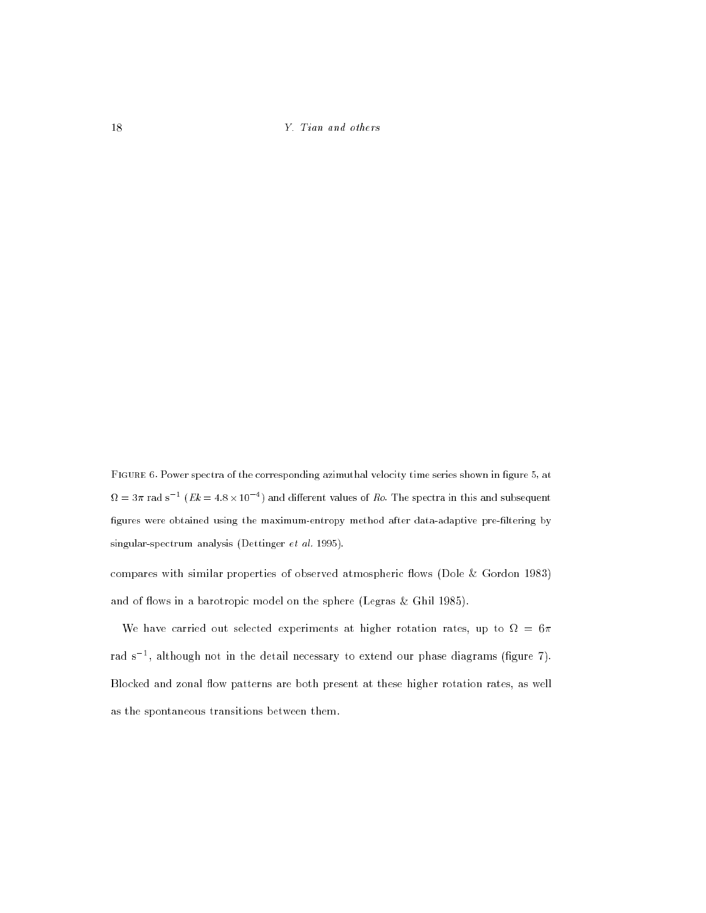FIGURE 6. Power spectra of the corresponding azimuthal velocity time series shown in figure 5, at $\Omega = 3\pi$ rad s$^{-1}$ ($Ek = 4.8 \times 10^{-4}$) and different values of *Ro*. The spectra in this and subsequent figures were obtained using the maximum-entropy method after data-adaptive pre-filtering by singular-spectrum analysis (Dettinger *et al.* 1995).

compares with similar properties of observed atmospheric flows (Dole & Gordon 1983) and of flows in a barotropic model on the sphere (Legras & Ghil 1985).

We have carried out selected experiments at higher rotation rates, up to $\Omega = 6\pi$ rad s$^{-1}$, although not in the detail necessary to extend our phase diagrams (figure 7). Blocked and zonal flow patterns are both present at these higher rotation rates, as well as the spontaneous transitions between them.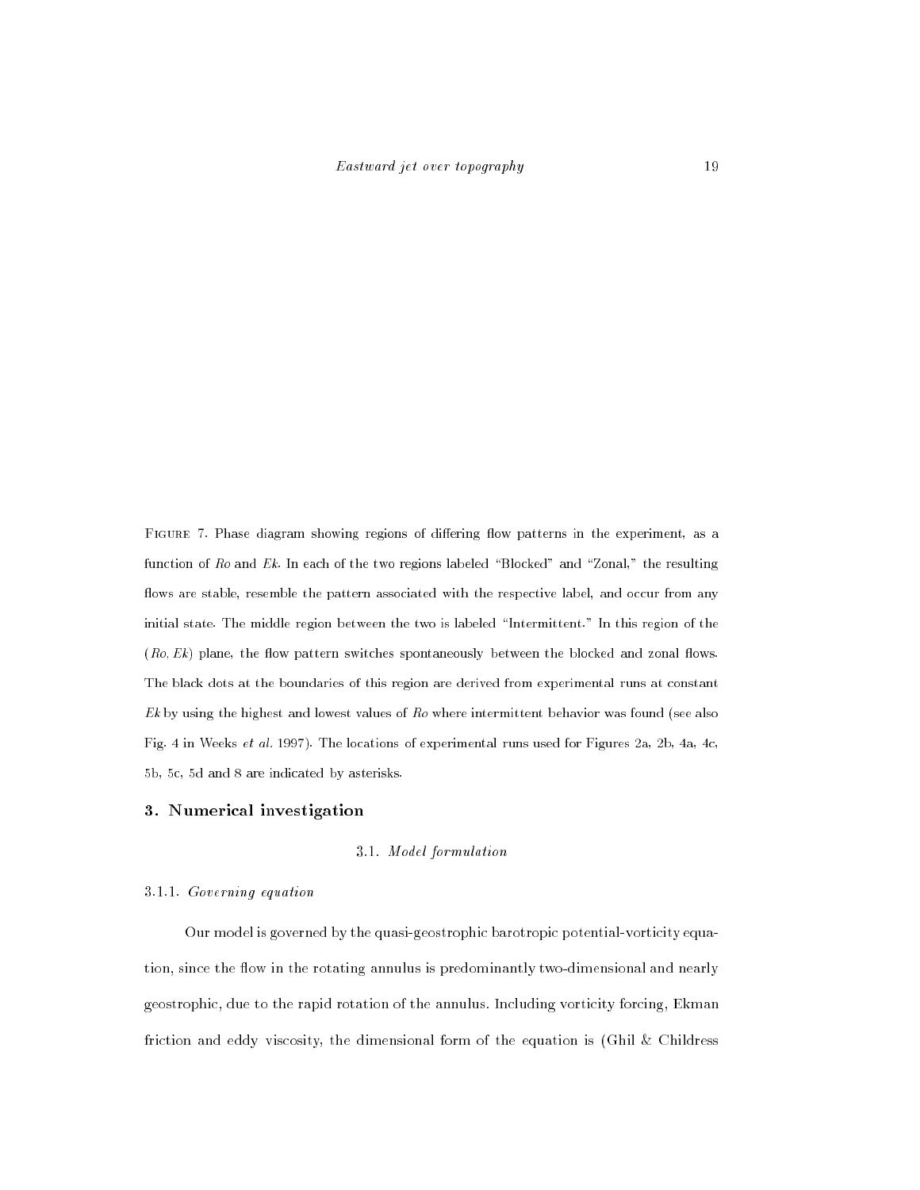FIGURE 7. Phase diagram showing regions of differing flow patterns in the experiment, as a function of *Ro* and *Ek*. In each of the two regions labeled "Blocked" and "Zonal," the resulting flows are stable, resemble the pattern associated with the respective label, and occur from any initial state. The middle region between the two is labeled "Intermittent." In this region of the $(Ro, Ek)$ plane, the flow pattern switches spontaneously between the blocked and zonal flows. The black dots at the boundaries of this region are derived from experimental runs at constant *Ek* by using the highest and lowest values of *Ro* where intermittent behavior was found (see also Fig. 4 in Weeks *et al.* 1997). The locations of experimental runs used for Figures 2a, 2b, 4a, 4c, 5b, 5c, 5d and 8 are indicated by asterisks.

## 3. Numerical investigation

### 3.1. *Model formulation*

#### 3.1.1. *Governing equation*

Our model is governed by the quasi-geostrophic barotropic potential-vorticity equation, since the flow in the rotating annulus is predominantly two-dimensional and nearly geostrophic, due to the rapid rotation of the annulus. Including vorticity forcing, Ekman friction and eddy viscosity, the dimensional form of the equation is (Ghil & Childress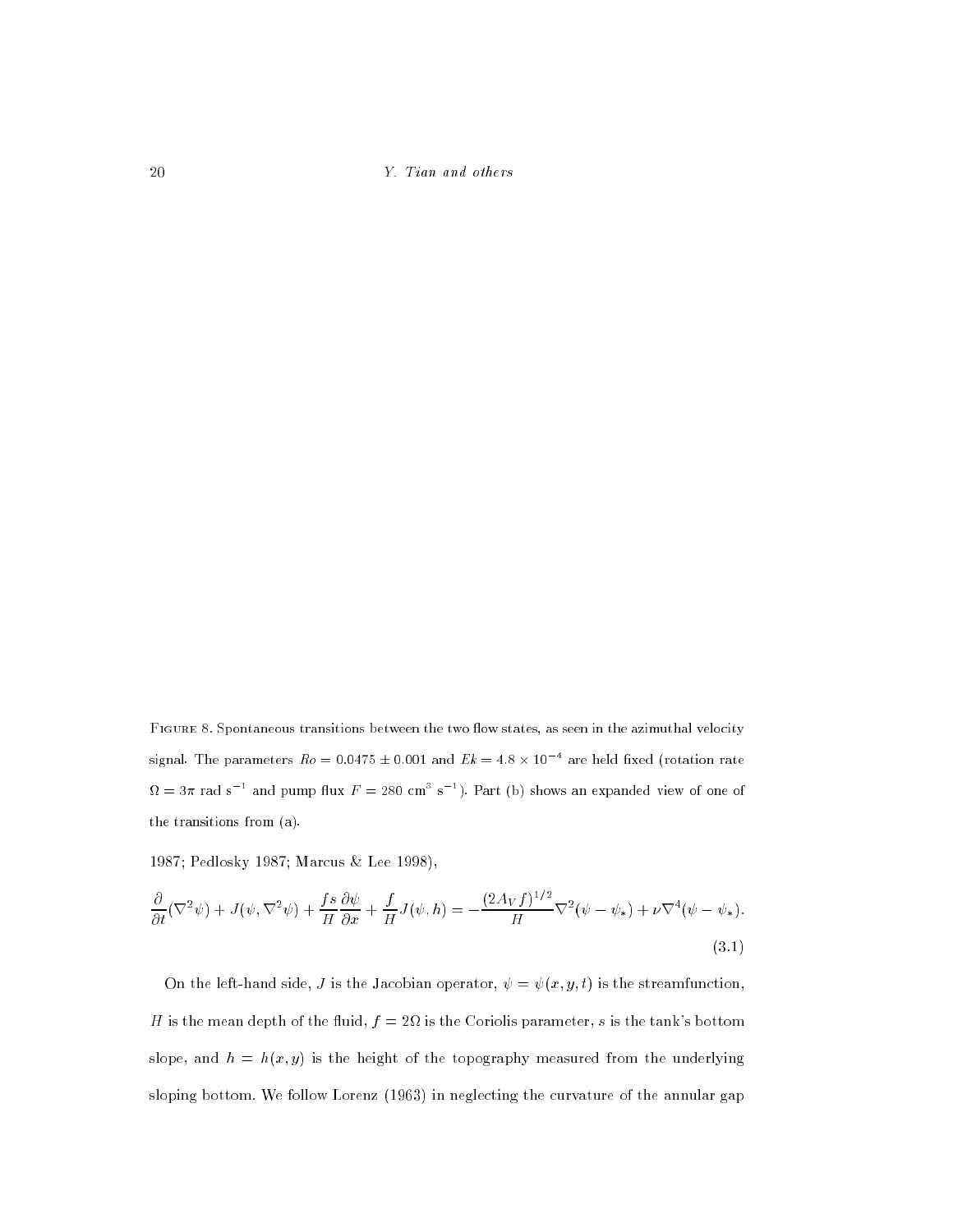FIGURE 8. Spontaneous transitions between the two flow states, as seen in the azimuthal velocity signal. The parameters $Ro = 0.0475 \pm 0.001$ and $Ek = 4.8 \times 10^{-4}$ are held fixed (rotation rate $\Omega = 3\pi$ rad s$^{-1}$ and pump flux $F = 280$ cm$^3$ s$^{-1}$). Part (b) shows an expanded view of one of the transitions from (a).

1987; Pedlosky 1987; Marcus & Lee 1998),

$$\frac{\partial}{\partial t}(\nabla^2\psi) + J(\psi, \nabla^2\psi) + \frac{fs}{H}\frac{\partial \psi}{\partial x} + \frac{f}{H}J(\psi, h) = -\frac{(2A_V f)^{1/2}}{H}\nabla^2(\psi - \psi_*) + \nu\nabla^4(\psi - \psi_*). \tag{3.1}$$

On the left-hand side, $J$ is the Jacobian operator, $\psi = \psi(x, y, t)$ is the streamfunction, $H$ is the mean depth of the fluid, $f = 2\Omega$ is the Coriolis parameter, $s$ is the tank's bottom slope, and $h = h(x, y)$ is the height of the topography measured from the underlying sloping bottom. We follow Lorenz (1963) in neglecting the curvature of the annular gap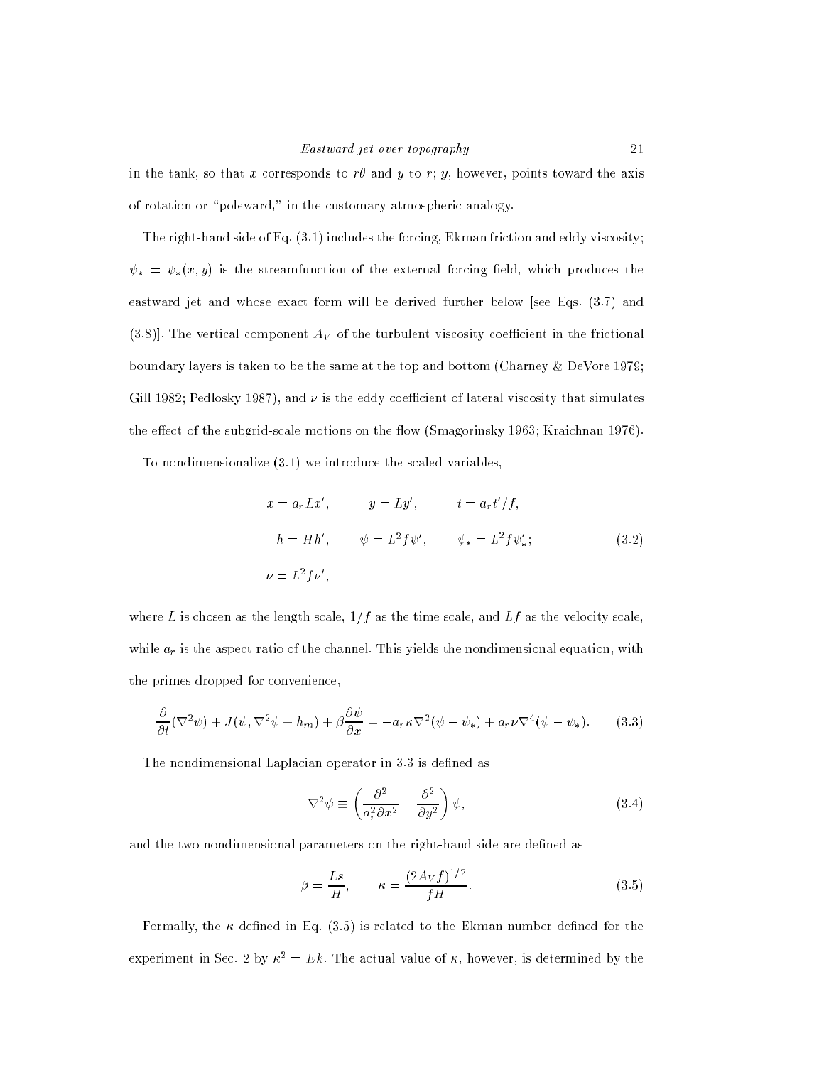in the tank, so that $x$ corresponds to $r\theta$ and $y$ to $r$; $y$, however, points toward the axis of rotation or "poleward," in the customary atmospheric analogy.

The right-hand side of Eq. (3.1) includes the forcing, Ekman friction and eddy viscosity; $\psi_* = \psi_*(x, y)$ is the streamfunction of the external forcing field, which produces the eastward jet and whose exact form will be derived further below [see Eqs. (3.7) and (3.8)]. The vertical component $A_V$ of the turbulent viscosity coefficient in the frictional boundary layers is taken to be the same at the top and bottom (Charney & DeVore 1979; Gill 1982; Pedlosky 1987), and $\nu$ is the eddy coefficient of lateral viscosity that simulates the effect of the subgrid-scale motions on the flow (Smagorinsky 1963; Kraichnan 1976).

To nondimensionalize (3.1) we introduce the scaled variables,

$$
\begin{aligned}
x &= a_r L x', \qquad y = L y', \qquad t = a_r t'/f, \\
h &= H h', \qquad \psi = L^2 f \psi', \qquad \psi_* = L^2 f \psi'_*; \\
\nu &= L^2 f \nu',
\end{aligned}
\tag{3.2}
$$

where $L$ is chosen as the length scale, $1/f$ as the time scale, and $Lf$ as the velocity scale, while $a_r$ is the aspect ratio of the channel. This yields the nondimensional equation, with the primes dropped for convenience,

$$
\frac{\partial}{\partial t}(\nabla^2 \psi) + J(\psi, \nabla^2 \psi + h_m) + \beta \frac{\partial \psi}{\partial x} = -a_r \kappa \nabla^2 (\psi - \psi_*) + a_r \nu \nabla^4 (\psi - \psi_*). \tag{3.3}
$$

The nondimensional Laplacian operator in 3.3 is defined as

$$
\nabla^2 \psi \equiv \left( \frac{\partial^2}{a_r^2 \partial x^2} + \frac{\partial^2}{\partial y^2} \right) \psi, \tag{3.4}
$$

and the two nondimensional parameters on the right-hand side are defined as

$$
\beta = \frac{Ls}{H}, \qquad \kappa = \frac{(2 A_V f)^{1/2}}{f H}. \tag{3.5}
$$

Formally, the $\kappa$ defined in Eq. (3.5) is related to the Ekman number defined for the experiment in Sec. 2 by $\kappa^2 = Ek$. The actual value of $\kappa$, however, is determined by the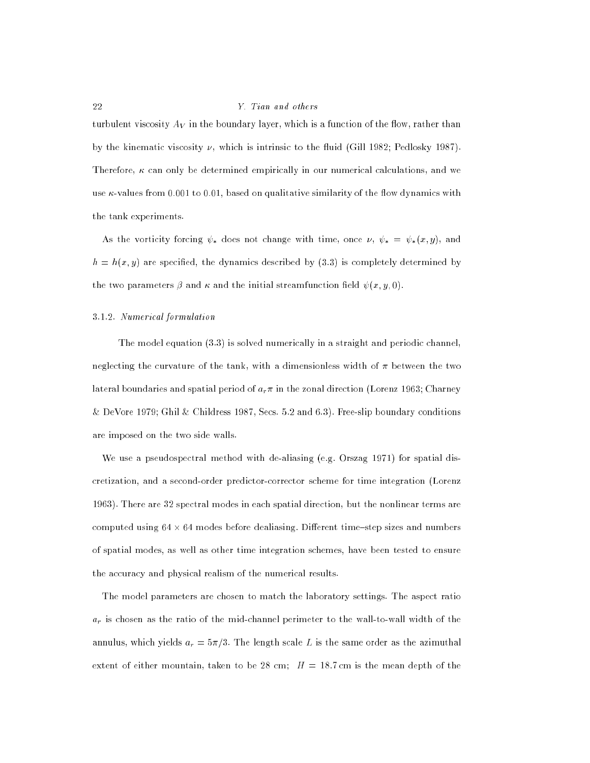turbulent viscosity $A_V$ in the boundary layer, which is a function of the flow, rather than by the kinematic viscosity $\nu$, which is intrinsic to the fluid (Gill 1982; Pedlosky 1987). Therefore, $\kappa$ can only be determined empirically in our numerical calculations, and we use $\kappa$-values from 0.001 to 0.01, based on qualitative similarity of the flow dynamics with the tank experiments.

As the vorticity forcing $\psi_*$ does not change with time, once $\nu$, $\psi_* = \psi_*(x, y)$, and $h = h(x, y)$ are specified, the dynamics described by (3.3) is completely determined by the two parameters $\beta$ and $\kappa$ and the initial streamfunction field $\psi(x, y, 0)$.

### 3.1.2. *Numerical formulation*

The model equation (3.3) is solved numerically in a straight and periodic channel, neglecting the curvature of the tank, with a dimensionless width of $\pi$ between the two lateral boundaries and spatial period of $a_r\pi$ in the zonal direction (Lorenz 1963; Charney & DeVore 1979; Ghil & Childress 1987, Secs. 5.2 and 6.3). Free-slip boundary conditions are imposed on the two side walls.

We use a pseudospectral method with de-aliasing (e.g. Orszag 1971) for spatial discretization, and a second-order predictor-corrector scheme for time integration (Lorenz 1963). There are 32 spectral modes in each spatial direction, but the nonlinear terms are computed using $64 \times 64$ modes before dealiasing. Different time–step sizes and numbers of spatial modes, as well as other time integration schemes, have been tested to ensure the accuracy and physical realism of the numerical results.

The model parameters are chosen to match the laboratory settings. The aspect ratio $a_r$ is chosen as the ratio of the mid-channel perimeter to the wall-to-wall width of the annulus, which yields $a_r = 5\pi/3$. The length scale $L$ is the same order as the azimuthal extent of either mountain, taken to be 28 cm; $H = 18.7$ cm is the mean depth of the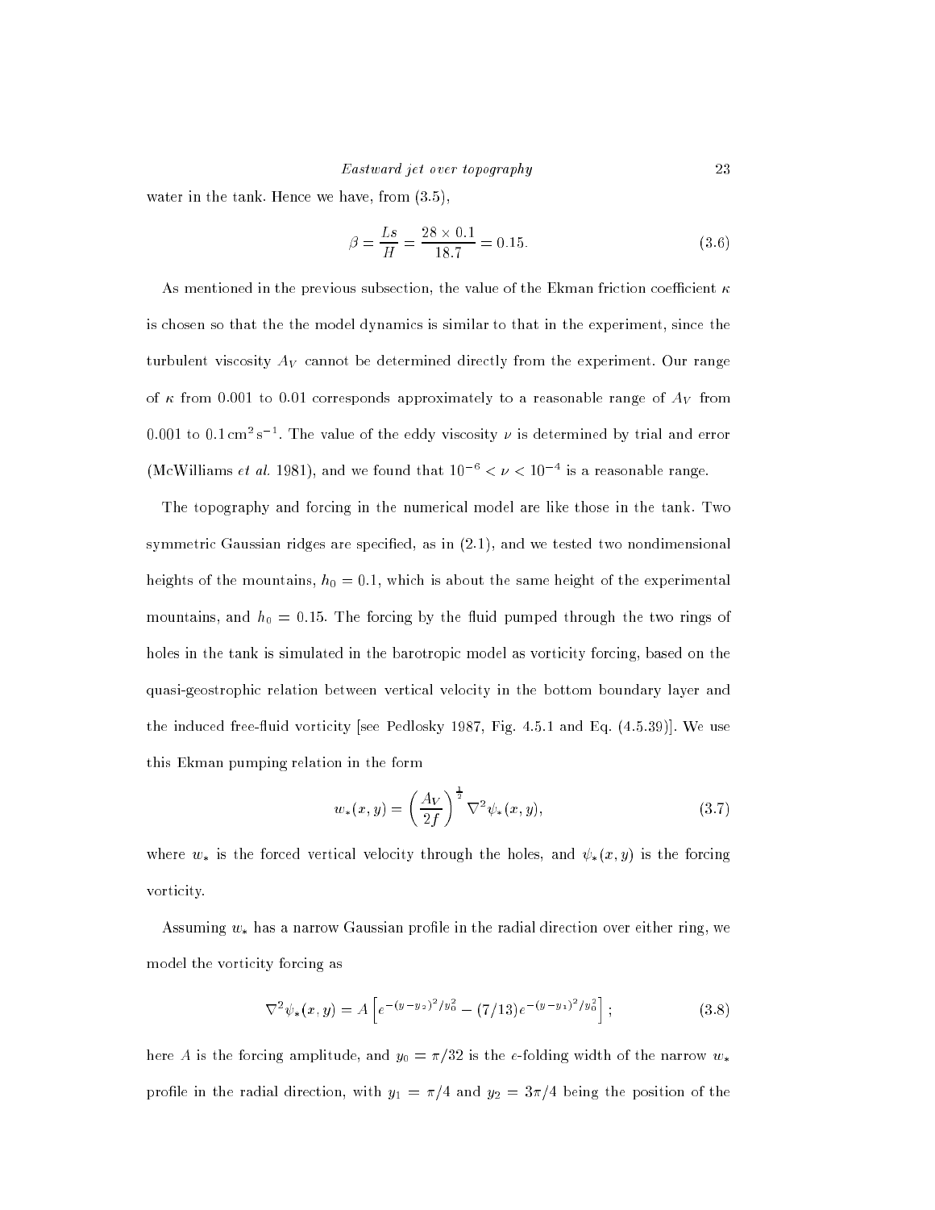water in the tank. Hence we have, from (3.5),

$$\beta = \frac{Ls}{H} = \frac{28 \times 0.1}{18.7} = 0.15. \tag{3.6}$$

As mentioned in the previous subsection, the value of the Ekman friction coefficient $\kappa$ is chosen so that the the model dynamics is similar to that in the experiment, since the turbulent viscosity $A_V$ cannot be determined directly from the experiment. Our range of $\kappa$ from 0.001 to 0.01 corresponds approximately to a reasonable range of $A_V$ from 0.001 to 0.1 $\mathrm{cm}^2\,\mathrm{s}^{-1}$. The value of the eddy viscosity $\nu$ is determined by trial and error (McWilliams *et al.* 1981), and we found that $10^{-6} < \nu < 10^{-4}$ is a reasonable range.

The topography and forcing in the numerical model are like those in the tank. Two symmetric Gaussian ridges are specified, as in (2.1), and we tested two nondimensional heights of the mountains, $h_0 = 0.1$, which is about the same height of the experimental mountains, and $h_0 = 0.15$. The forcing by the fluid pumped through the two rings of holes in the tank is simulated in the barotropic model as vorticity forcing, based on the quasi-geostrophic relation between vertical velocity in the bottom boundary layer and the induced free-fluid vorticity [see Pedlosky 1987, Fig. 4.5.1 and Eq. (4.5.39)]. We use this Ekman pumping relation in the form

$$w_*(x,y) = \left(\frac{A_V}{2f}\right)^{\frac{1}{2}} \nabla^2 \psi_*(x,y), \tag{3.7}$$

where $w_*$ is the forced vertical velocity through the holes, and $\psi_*(x,y)$ is the forcing vorticity.

Assuming $w_*$ has a narrow Gaussian profile in the radial direction over either ring, we model the vorticity forcing as

$$\nabla^2 \psi_*(x,y) = A\left[e^{-(y-y_2)^2/y_0^2} - (7/13)e^{-(y-y_1)^2/y_0^2}\right]; \tag{3.8}$$

here $A$ is the forcing amplitude, and $y_0 = \pi/32$ is the $e$-folding width of the narrow $w_*$ profile in the radial direction, with $y_1 = \pi/4$ and $y_2 = 3\pi/4$ being the position of the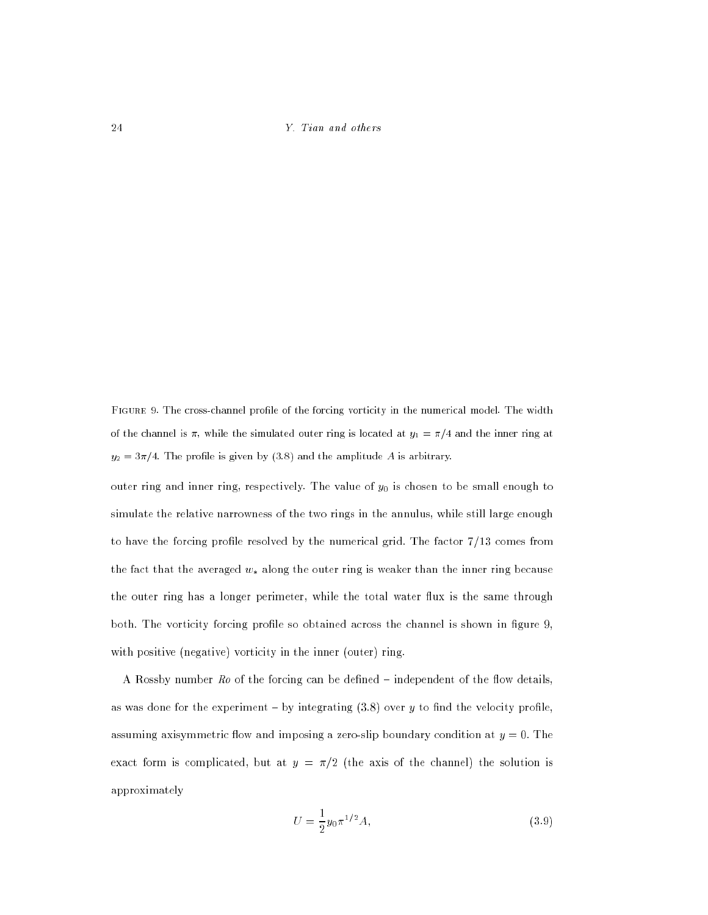FIGURE 9. The cross-channel profile of the forcing vorticity in the numerical model. The width of the channel is $\pi$, while the simulated outer ring is located at $y_1 = \pi/4$ and the inner ring at $y_2 = 3\pi/4$. The profile is given by (3.8) and the amplitude $A$ is arbitrary.

outer ring and inner ring, respectively. The value of $y_0$ is chosen to be small enough to simulate the relative narrowness of the two rings in the annulus, while still large enough to have the forcing profile resolved by the numerical grid. The factor 7/13 comes from the fact that the averaged $w_*$ along the outer ring is weaker than the inner ring because the outer ring has a longer perimeter, while the total water flux is the same through both. The vorticity forcing profile so obtained across the channel is shown in figure 9, with positive (negative) vorticity in the inner (outer) ring.

A Rossby number *Ro* of the forcing can be defined – independent of the flow details, as was done for the experiment – by integrating (3.8) over $y$ to find the velocity profile, assuming axisymmetric flow and imposing a zero-slip boundary condition at $y = 0$. The exact form is complicated, but at $y = \pi/2$ (the axis of the channel) the solution is approximately

$$U = \frac{1}{2} y_0 \pi^{1/2} A, \tag{3.9}$$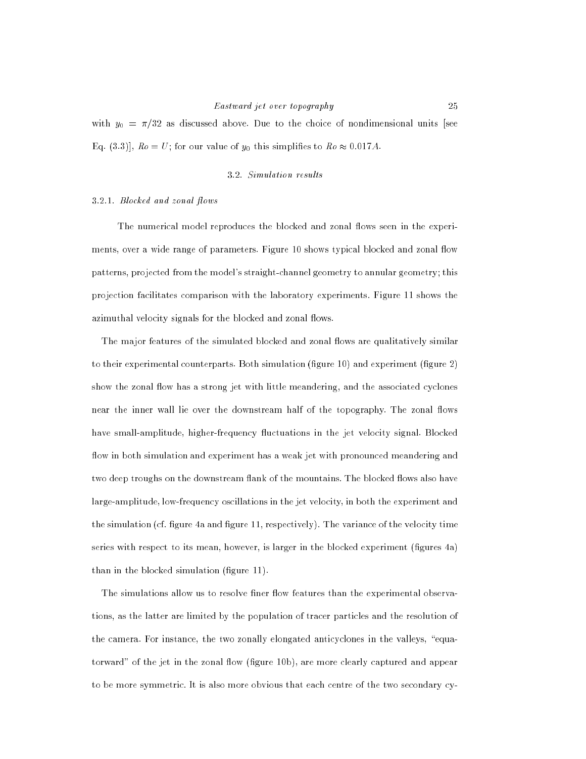with $y_0 = \pi/32$ as discussed above. Due to the choice of nondimensional units [see Eq. (3.3)], $Ro = U$; for our value of $y_0$ this simplifies to $Ro \approx 0.017A$.

## 3.2. *Simulation results*

### 3.2.1. *Blocked and zonal flows*

The numerical model reproduces the blocked and zonal flows seen in the experiments, over a wide range of parameters. Figure 10 shows typical blocked and zonal flow patterns, projected from the model's straight-channel geometry to annular geometry; this projection facilitates comparison with the laboratory experiments. Figure 11 shows the azimuthal velocity signals for the blocked and zonal flows.

The major features of the simulated blocked and zonal flows are qualitatively similar to their experimental counterparts. Both simulation (figure 10) and experiment (figure 2) show the zonal flow has a strong jet with little meandering, and the associated cyclones near the inner wall lie over the downstream half of the topography. The zonal flows have small-amplitude, higher-frequency fluctuations in the jet velocity signal. Blocked flow in both simulation and experiment has a weak jet with pronounced meandering and two deep troughs on the downstream flank of the mountains. The blocked flows also have large-amplitude, low-frequency oscillations in the jet velocity, in both the experiment and the simulation (cf. figure 4a and figure 11, respectively). The variance of the velocity time series with respect to its mean, however, is larger in the blocked experiment (figures 4a) than in the blocked simulation (figure 11).

The simulations allow us to resolve finer flow features than the experimental observations, as the latter are limited by the population of tracer particles and the resolution of the camera. For instance, the two zonally elongated anticyclones in the valleys, "equatorward" of the jet in the zonal flow (figure 10b), are more clearly captured and appear to be more symmetric. It is also more obvious that each centre of the two secondary cy-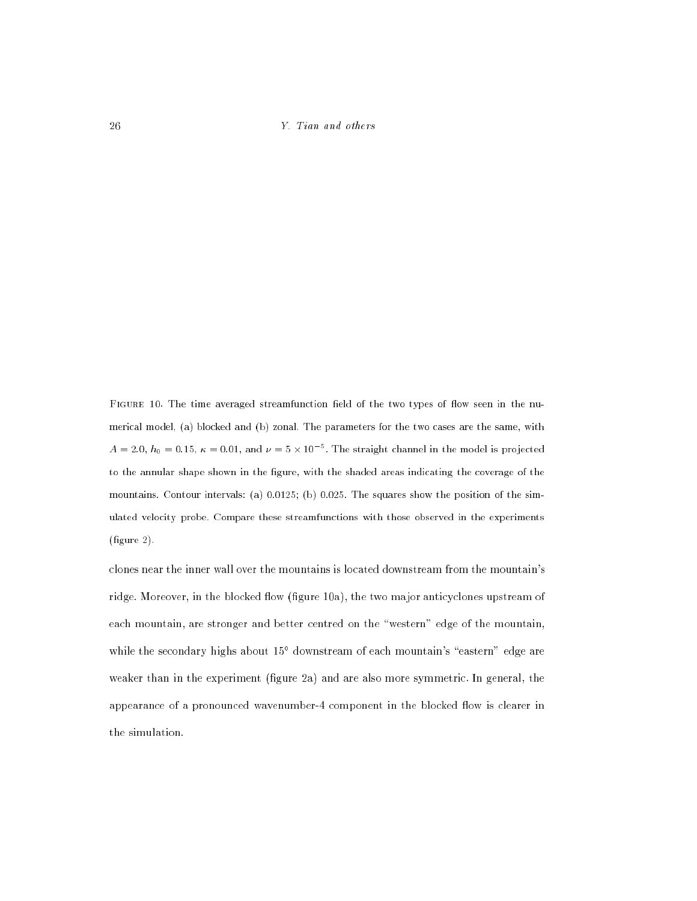Figure 10. The time averaged streamfunction field of the two types of flow seen in the numerical model, (a) blocked and (b) zonal. The parameters for the two cases are the same, with $A = 2.0$, $h_0 = 0.15$, $\kappa = 0.01$, and $\nu = 5 \times 10^{-5}$. The straight channel in the model is projected to the annular shape shown in the figure, with the shaded areas indicating the coverage of the mountains. Contour intervals: (a) 0.0125; (b) 0.025. The squares show the position of the simulated velocity probe. Compare these streamfunctions with those observed in the experiments (figure 2).

clones near the inner wall over the mountains is located downstream from the mountain's ridge. Moreover, in the blocked flow (figure 10a), the two major anticyclones upstream of each mountain, are stronger and better centred on the "western" edge of the mountain, while the secondary highs about $15^{\circ}$ downstream of each mountain's "eastern" edge are weaker than in the experiment (figure 2a) and are also more symmetric. In general, the appearance of a pronounced wavenumber-4 component in the blocked flow is clearer in the simulation.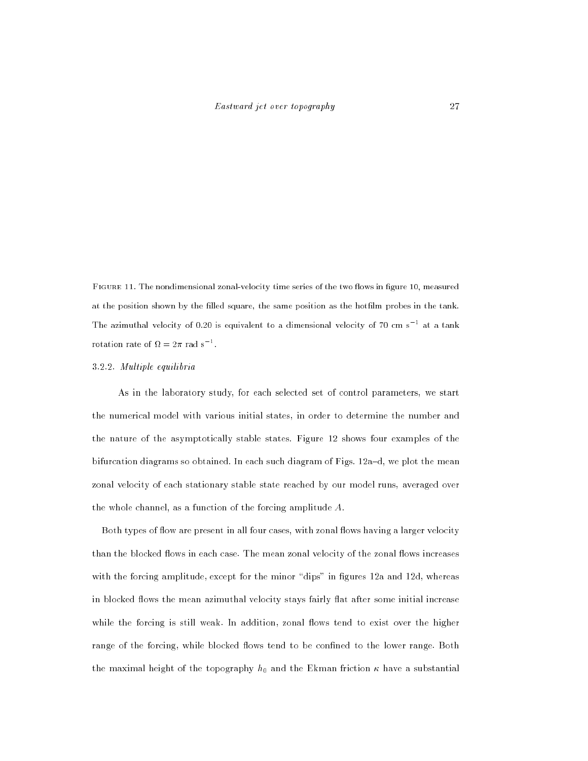Figure 11. The nondimensional zonal-velocity time series of the two flows in figure 10, measured at the position shown by the filled square, the same position as the hotfilm probes in the tank. The azimuthal velocity of 0.20 is equivalent to a dimensional velocity of 70 cm $s^{-1}$ at a tank rotation rate of $\Omega = 2\pi$ rad $s^{-1}$.

### 3.2.2. *Multiple equilibria*

As in the laboratory study, for each selected set of control parameters, we start the numerical model with various initial states, in order to determine the number and the nature of the asymptotically stable states. Figure 12 shows four examples of the bifurcation diagrams so obtained. In each such diagram of Figs. 12a–d, we plot the mean zonal velocity of each stationary stable state reached by our model runs, averaged over the whole channel, as a function of the forcing amplitude $A$.

Both types of flow are present in all four cases, with zonal flows having a larger velocity than the blocked flows in each case. The mean zonal velocity of the zonal flows increases with the forcing amplitude, except for the minor "dips" in figures 12a and 12d, whereas in blocked flows the mean azimuthal velocity stays fairly flat after some initial increase while the forcing is still weak. In addition, zonal flows tend to exist over the higher range of the forcing, while blocked flows tend to be confined to the lower range. Both the maximal height of the topography $h_0$ and the Ekman friction $\kappa$ have a substantial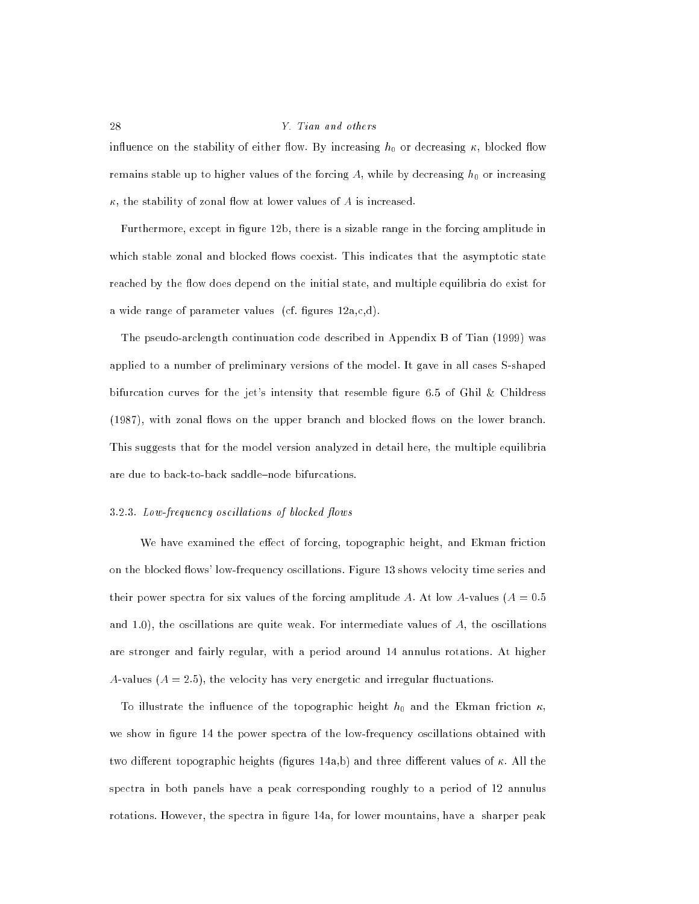influence on the stability of either flow. By increasing $h_0$ or decreasing $\kappa$, blocked flow remains stable up to higher values of the forcing $A$, while by decreasing $h_0$ or increasing $\kappa$, the stability of zonal flow at lower values of $A$ is increased.

Furthermore, except in figure 12b, there is a sizable range in the forcing amplitude in which stable zonal and blocked flows coexist. This indicates that the asymptotic state reached by the flow does depend on the initial state, and multiple equilibria do exist for a wide range of parameter values (cf. figures 12a,c,d).

The pseudo-arclength continuation code described in Appendix B of Tian (1999) was applied to a number of preliminary versions of the model. It gave in all cases S-shaped bifurcation curves for the jet's intensity that resemble figure 6.5 of Ghil & Childress (1987), with zonal flows on the upper branch and blocked flows on the lower branch. This suggests that for the model version analyzed in detail here, the multiple equilibria are due to back-to-back saddle–node bifurcations.

#### 3.2.3. *Low-frequency oscillations of blocked flows*

We have examined the effect of forcing, topographic height, and Ekman friction on the blocked flows' low-frequency oscillations. Figure 13 shows velocity time series and their power spectra for six values of the forcing amplitude $A$. At low $A$-values ($A = 0.5$ and 1.0), the oscillations are quite weak. For intermediate values of $A$, the oscillations are stronger and fairly regular, with a period around 14 annulus rotations. At higher $A$-values ($A = 2.5$), the velocity has very energetic and irregular fluctuations.

To illustrate the influence of the topographic height $h_0$ and the Ekman friction $\kappa$, we show in figure 14 the power spectra of the low-frequency oscillations obtained with two different topographic heights (figures 14a,b) and three different values of $\kappa$. All the spectra in both panels have a peak corresponding roughly to a period of 12 annulus rotations. However, the spectra in figure 14a, for lower mountains, have a sharper peak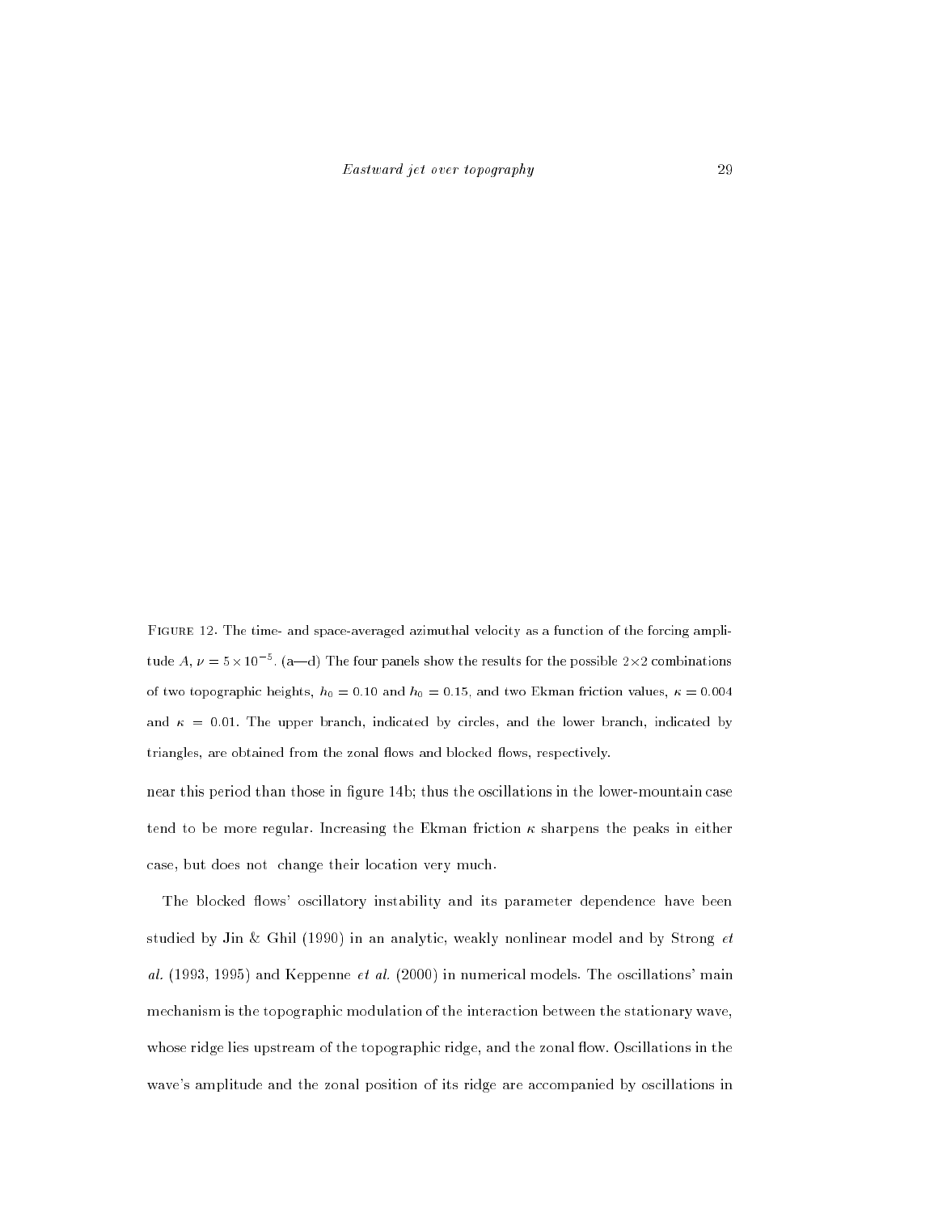FIGURE 12. The time- and space-averaged azimuthal velocity as a function of the forcing amplitude $A$, $\nu = 5\times10^{-5}$. (a—d) The four panels show the results for the possible $2\times2$ combinations of two topographic heights, $h_0 = 0.10$ and $h_0 = 0.15$, and two Ekman friction values, $\kappa = 0.004$ and $\kappa = 0.01$. The upper branch, indicated by circles, and the lower branch, indicated by triangles, are obtained from the zonal flows and blocked flows, respectively.

near this period than those in figure 14b; thus the oscillations in the lower-mountain case tend to be more regular. Increasing the Ekman friction $\kappa$ sharpens the peaks in either case, but does not change their location very much.

The blocked flows' oscillatory instability and its parameter dependence have been studied by Jin & Ghil (1990) in an analytic, weakly nonlinear model and by Strong *et al.* (1993, 1995) and Keppenne *et al.* (2000) in numerical models. The oscillations' main mechanism is the topographic modulation of the interaction between the stationary wave, whose ridge lies upstream of the topographic ridge, and the zonal flow. Oscillations in the wave's amplitude and the zonal position of its ridge are accompanied by oscillations in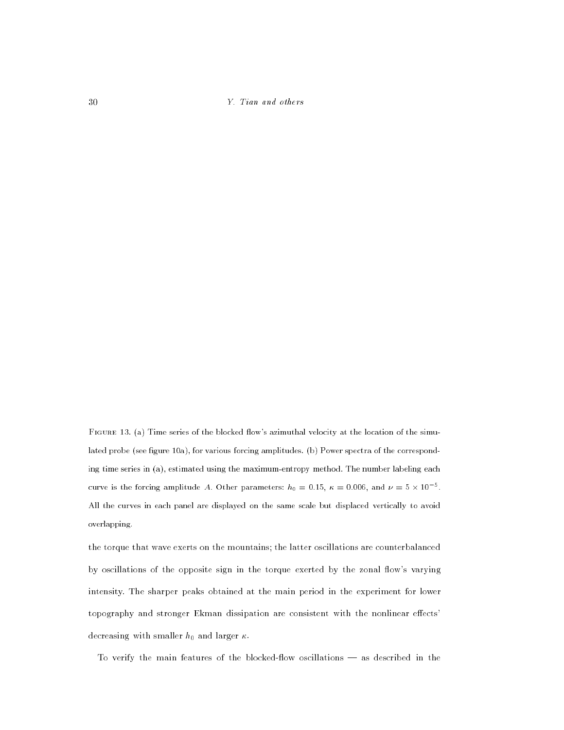FIGURE 13. (a) Time series of the blocked flow's azimuthal velocity at the location of the simulated probe (see figure 10a), for various forcing amplitudes. (b) Power spectra of the corresponding time series in (a), estimated using the maximum-entropy method. The number labeling each curve is the forcing amplitude $A$. Other parameters: $h_0 = 0.15$, $\kappa = 0.006$, and $\nu = 5 \times 10^{-5}$. All the curves in each panel are displayed on the same scale but displaced vertically to avoid overlapping.

the torque that wave exerts on the mountains; the latter oscillations are counterbalanced by oscillations of the opposite sign in the torque exerted by the zonal flow's varying intensity. The sharper peaks obtained at the main period in the experiment for lower topography and stronger Ekman dissipation are consistent with the nonlinear effects' decreasing with smaller $h_0$ and larger $\kappa$.

To verify the main features of the blocked-flow oscillations — as described in the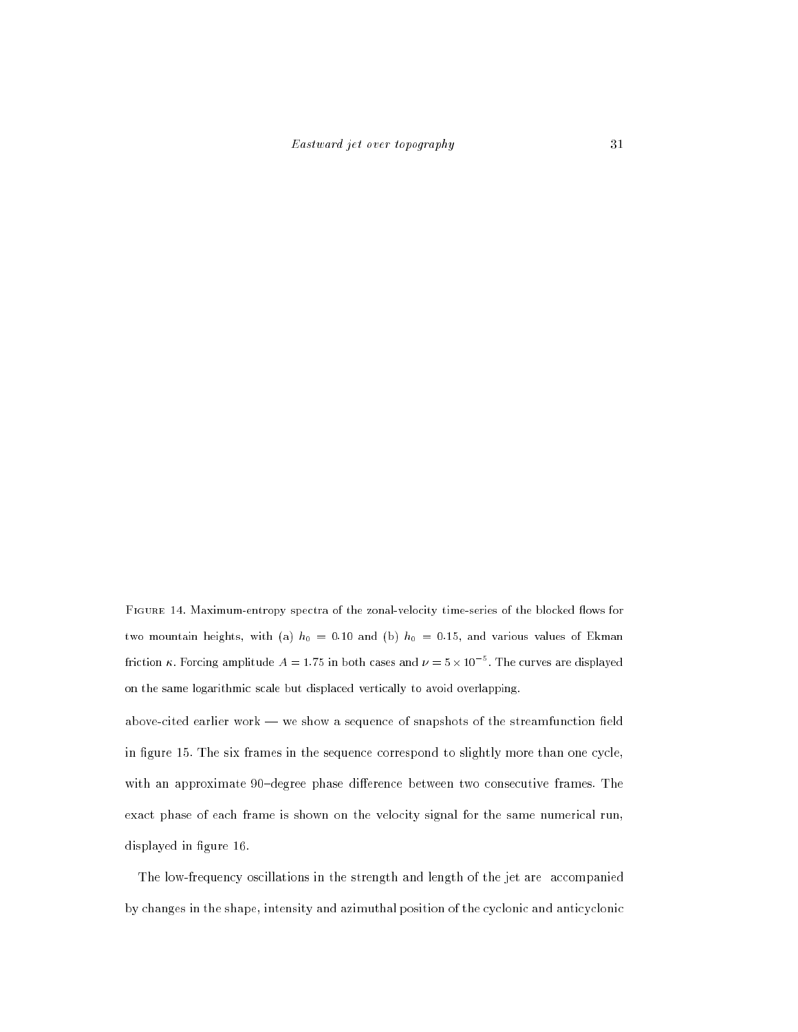Figure 14. Maximum-entropy spectra of the zonal-velocity time-series of the blocked flows for two mountain heights, with (a) $h_0 = 0.10$ and (b) $h_0 = 0.15$, and various values of Ekman friction $\kappa$. Forcing amplitude $A = 1.75$ in both cases and $\nu = 5 \times 10^{-5}$. The curves are displayed on the same logarithmic scale but displaced vertically to avoid overlapping.

above-cited earlier work — we show a sequence of snapshots of the streamfunction field in figure 15. The six frames in the sequence correspond to slightly more than one cycle, with an approximate 90–degree phase difference between two consecutive frames. The exact phase of each frame is shown on the velocity signal for the same numerical run, displayed in figure 16.

The low-frequency oscillations in the strength and length of the jet are accompanied by changes in the shape, intensity and azimuthal position of the cyclonic and anticyclonic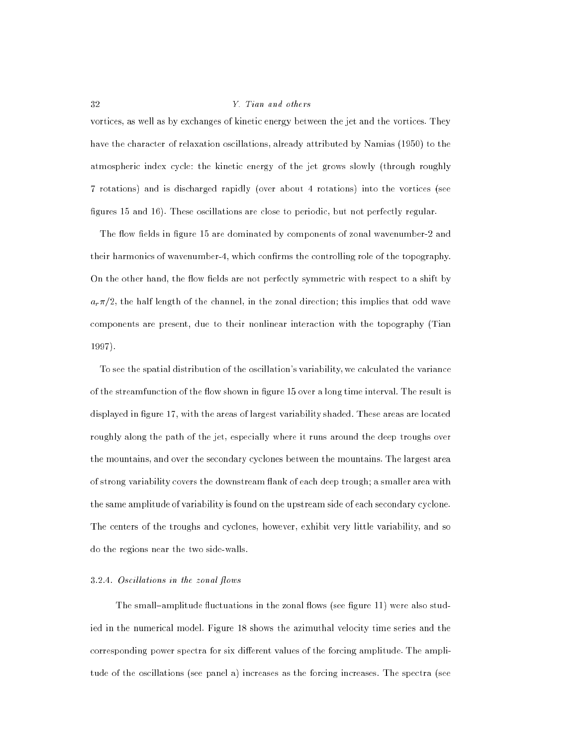vortices, as well as by exchanges of kinetic energy between the jet and the vortices. They have the character of relaxation oscillations, already attributed by Namias (1950) to the atmospheric index cycle: the kinetic energy of the jet grows slowly (through roughly 7 rotations) and is discharged rapidly (over about 4 rotations) into the vortices (see figures 15 and 16). These oscillations are close to periodic, but not perfectly regular.

The flow fields in figure 15 are dominated by components of zonal wavenumber-2 and their harmonics of wavenumber-4, which confirms the controlling role of the topography. On the other hand, the flow fields are not perfectly symmetric with respect to a shift by $a_r\pi/2$, the half length of the channel, in the zonal direction; this implies that odd wave components are present, due to their nonlinear interaction with the topography (Tian 1997).

To see the spatial distribution of the oscillation's variability, we calculated the variance of the streamfunction of the flow shown in figure 15 over a long time interval. The result is displayed in figure 17, with the areas of largest variability shaded. These areas are located roughly along the path of the jet, especially where it runs around the deep troughs over the mountains, and over the secondary cyclones between the mountains. The largest area of strong variability covers the downstream flank of each deep trough; a smaller area with the same amplitude of variability is found on the upstream side of each secondary cyclone. The centers of the troughs and cyclones, however, exhibit very little variability, and so do the regions near the two side-walls.

### 3.2.4. *Oscillations in the zonal flows*

The small–amplitude fluctuations in the zonal flows (see figure 11) were also studied in the numerical model. Figure 18 shows the azimuthal velocity time series and the corresponding power spectra for six different values of the forcing amplitude. The amplitude of the oscillations (see panel a) increases as the forcing increases. The spectra (see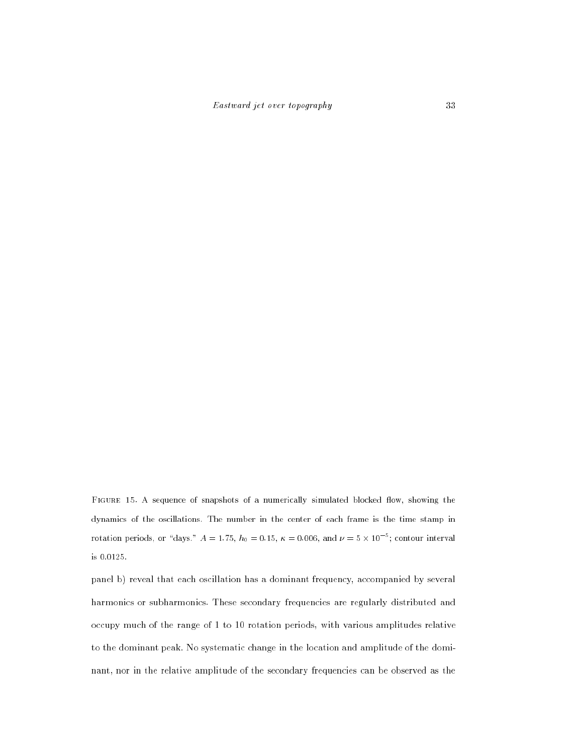FIGURE 15. A sequence of snapshots of a numerically simulated blocked flow, showing the dynamics of the oscillations. The number in the center of each frame is the time stamp in rotation periods, or "days." $A = 1.75$, $h_0 = 0.15$, $\kappa = 0.006$, and $\nu = 5 \times 10^{-5}$; contour interval is 0.0125.

panel b) reveal that each oscillation has a dominant frequency, accompanied by several harmonics or subharmonics. These secondary frequencies are regularly distributed and occupy much of the range of 1 to 10 rotation periods, with various amplitudes relative to the dominant peak. No systematic change in the location and amplitude of the dominant, nor in the relative amplitude of the secondary frequencies can be observed as the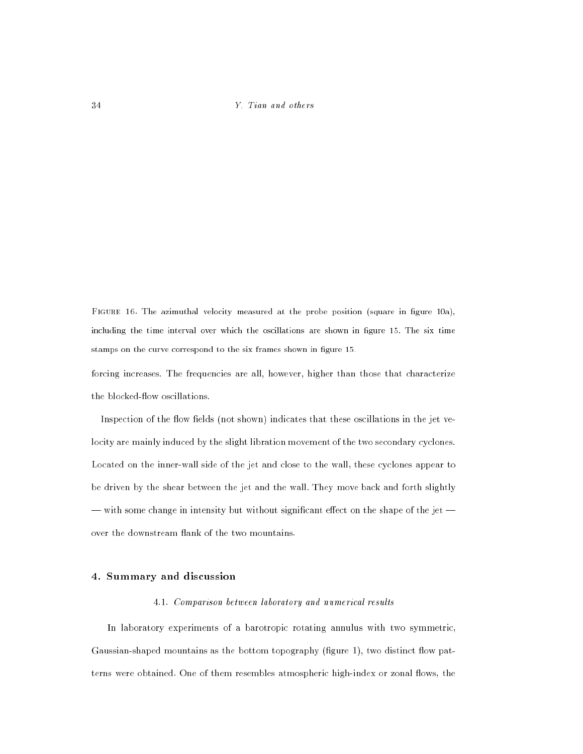FIGURE 16. The azimuthal velocity measured at the probe position (square in figure 10a), including the time interval over which the oscillations are shown in figure 15. The six time stamps on the curve correspond to the six frames shown in figure 15.

forcing increases. The frequencies are all, however, higher than those that characterize the blocked-flow oscillations.

Inspection of the flow fields (not shown) indicates that these oscillations in the jet velocity are mainly induced by the slight libration movement of the two secondary cyclones. Located on the inner-wall side of the jet and close to the wall, these cyclones appear to be driven by the shear between the jet and the wall. They move back and forth slightly — with some change in intensity but without significant effect on the shape of the jet — over the downstream flank of the two mountains.

## 4. Summary and discussion

### 4.1. *Comparison between laboratory and numerical results*

In laboratory experiments of a barotropic rotating annulus with two symmetric, Gaussian-shaped mountains as the bottom topography (figure 1), two distinct flow patterns were obtained. One of them resembles atmospheric high-index or zonal flows, the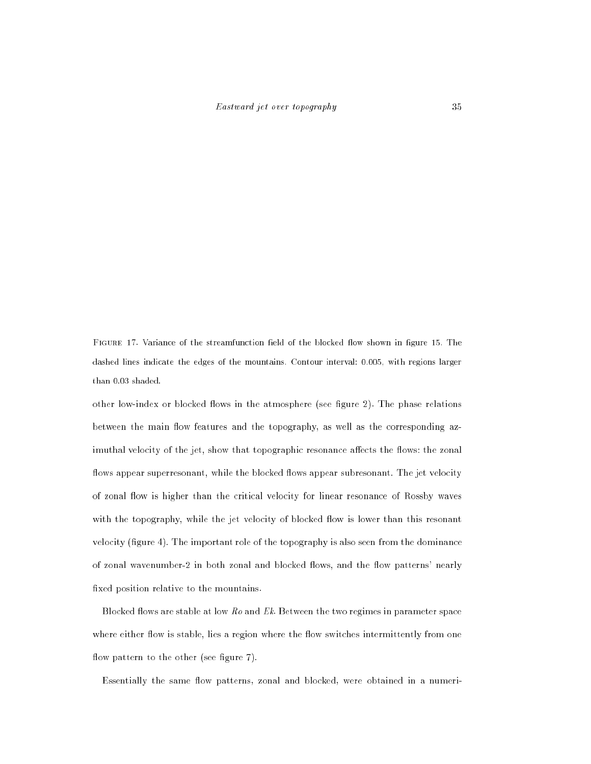FIGURE 17. Variance of the streamfunction field of the blocked flow shown in figure 15. The dashed lines indicate the edges of the mountains. Contour interval: 0.005, with regions larger than 0.03 shaded.

other low-index or blocked flows in the atmosphere (see figure 2). The phase relations between the main flow features and the topography, as well as the corresponding azimuthal velocity of the jet, show that topographic resonance affects the flows: the zonal flows appear superresonant, while the blocked flows appear subresonant. The jet velocity of zonal flow is higher than the critical velocity for linear resonance of Rossby waves with the topography, while the jet velocity of blocked flow is lower than this resonant velocity (figure 4). The important role of the topography is also seen from the dominance of zonal wavenumber-2 in both zonal and blocked flows, and the flow patterns' nearly fixed position relative to the mountains.

Blocked flows are stable at low *Ro* and *Ek*. Between the two regimes in parameter space where either flow is stable, lies a region where the flow switches intermittently from one flow pattern to the other (see figure 7).

Essentially the same flow patterns, zonal and blocked, were obtained in a numeri-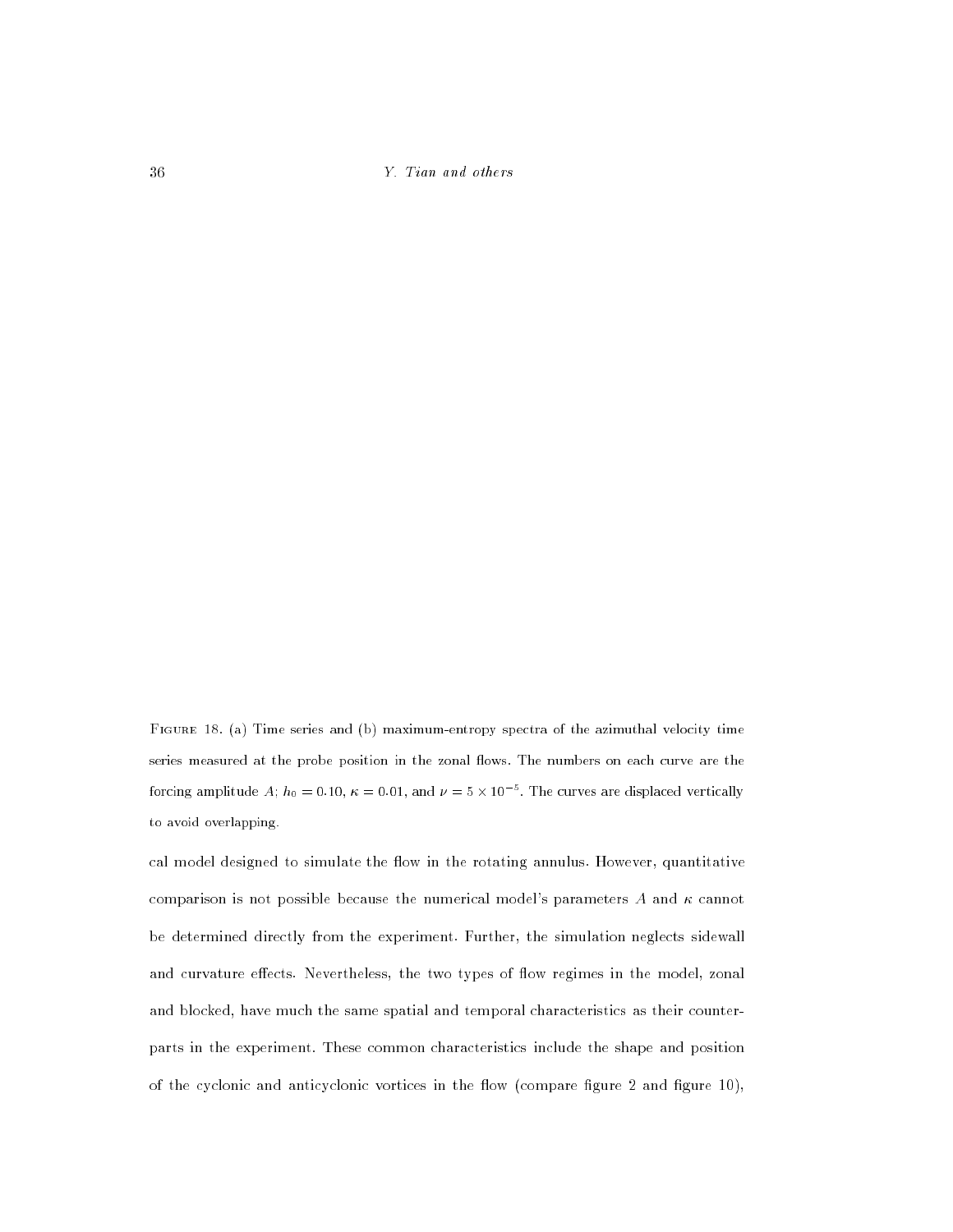Figure 18. (a) Time series and (b) maximum-entropy spectra of the azimuthal velocity time series measured at the probe position in the zonal flows. The numbers on each curve are the forcing amplitude $A$; $h_0 = 0{\cdot}10$, $\kappa = 0{\cdot}01$, and $\nu = 5 \times 10^{-5}$. The curves are displaced vertically to avoid overlapping.

cal model designed to simulate the flow in the rotating annulus. However, quantitative comparison is not possible because the numerical model's parameters $A$ and $\kappa$ cannot be determined directly from the experiment. Further, the simulation neglects sidewall and curvature effects. Nevertheless, the two types of flow regimes in the model, zonal and blocked, have much the same spatial and temporal characteristics as their counterparts in the experiment. These common characteristics include the shape and position of the cyclonic and anticyclonic vortices in the flow (compare figure 2 and figure 10),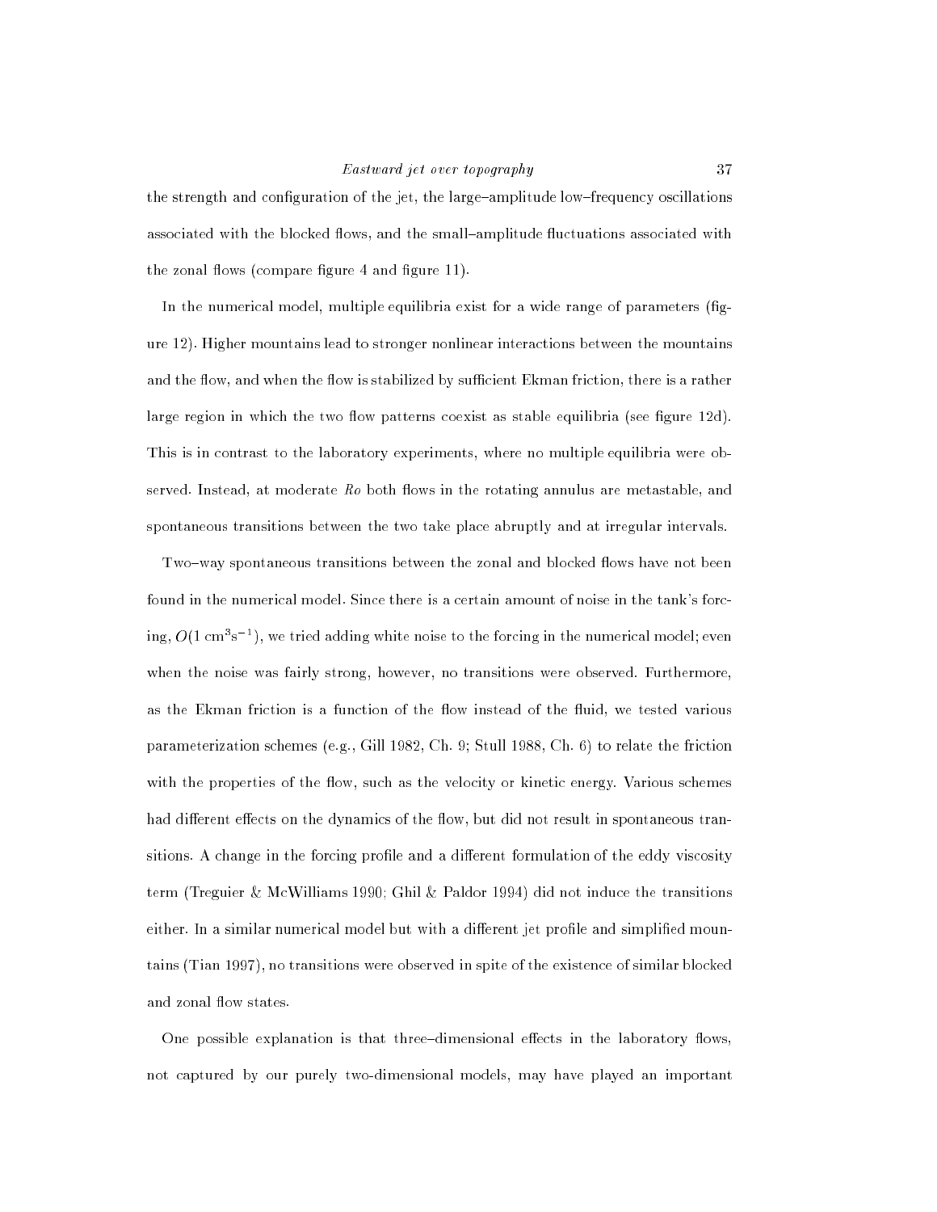the strength and configuration of the jet, the large–amplitude low–frequency oscillations associated with the blocked flows, and the small–amplitude fluctuations associated with the zonal flows (compare figure 4 and figure 11).

In the numerical model, multiple equilibria exist for a wide range of parameters (figure 12). Higher mountains lead to stronger nonlinear interactions between the mountains and the flow, and when the flow is stabilized by sufficient Ekman friction, there is a rather large region in which the two flow patterns coexist as stable equilibria (see figure 12d). This is in contrast to the laboratory experiments, where no multiple equilibria were observed. Instead, at moderate *Ro* both flows in the rotating annulus are metastable, and spontaneous transitions between the two take place abruptly and at irregular intervals.

Two–way spontaneous transitions between the zonal and blocked flows have not been found in the numerical model. Since there is a certain amount of noise in the tank's forcing, $O(1\ \mathrm{cm}^3\mathrm{s}^{-1})$, we tried adding white noise to the forcing in the numerical model; even when the noise was fairly strong, however, no transitions were observed. Furthermore, as the Ekman friction is a function of the flow instead of the fluid, we tested various parameterization schemes (e.g., Gill 1982, Ch. 9; Stull 1988, Ch. 6) to relate the friction with the properties of the flow, such as the velocity or kinetic energy. Various schemes had different effects on the dynamics of the flow, but did not result in spontaneous transitions. A change in the forcing profile and a different formulation of the eddy viscosity term (Treguier & McWilliams 1990; Ghil & Paldor 1994) did not induce the transitions either. In a similar numerical model but with a different jet profile and simplified mountains (Tian 1997), no transitions were observed in spite of the existence of similar blocked and zonal flow states.

One possible explanation is that three–dimensional effects in the laboratory flows, not captured by our purely two-dimensional models, may have played an important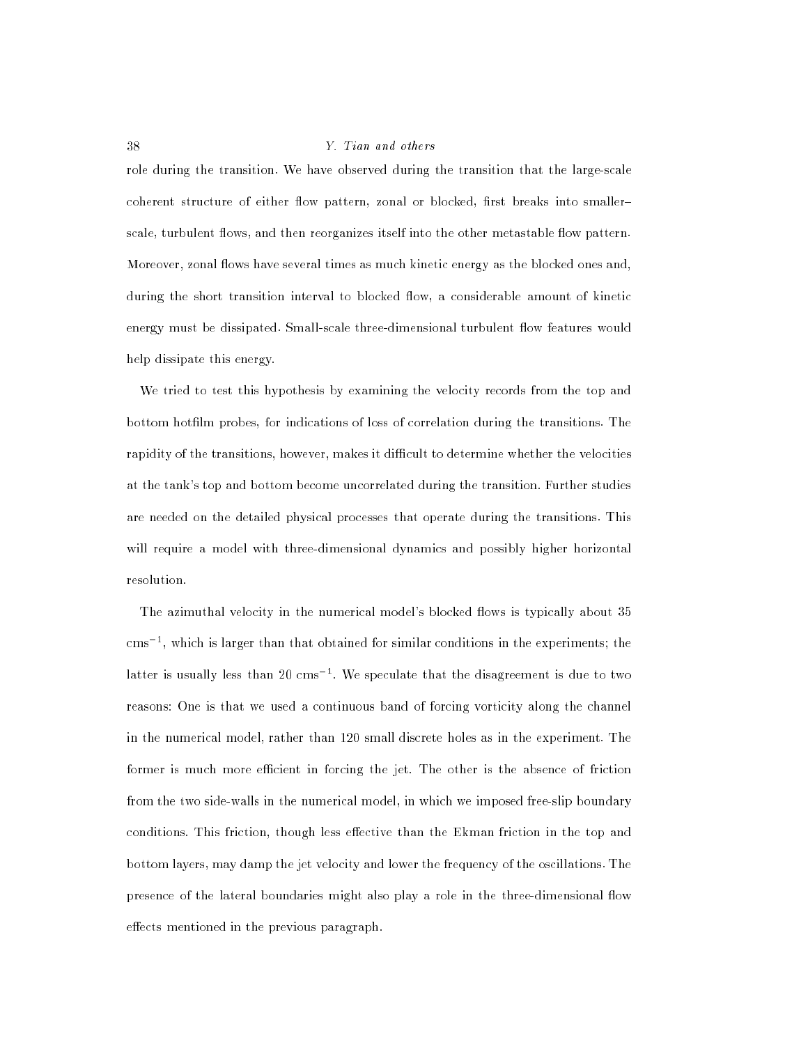role during the transition. We have observed during the transition that the large-scale coherent structure of either flow pattern, zonal or blocked, first breaks into smaller–scale, turbulent flows, and then reorganizes itself into the other metastable flow pattern. Moreover, zonal flows have several times as much kinetic energy as the blocked ones and, during the short transition interval to blocked flow, a considerable amount of kinetic energy must be dissipated. Small-scale three-dimensional turbulent flow features would help dissipate this energy.

We tried to test this hypothesis by examining the velocity records from the top and bottom hotfilm probes, for indications of loss of correlation during the transitions. The rapidity of the transitions, however, makes it difficult to determine whether the velocities at the tank's top and bottom become uncorrelated during the transition. Further studies are needed on the detailed physical processes that operate during the transitions. This will require a model with three-dimensional dynamics and possibly higher horizontal resolution.

The azimuthal velocity in the numerical model's blocked flows is typically about 35 $\mathrm{cms}^{-1}$, which is larger than that obtained for similar conditions in the experiments; the latter is usually less than 20 $\mathrm{cms}^{-1}$. We speculate that the disagreement is due to two reasons: One is that we used a continuous band of forcing vorticity along the channel in the numerical model, rather than 120 small discrete holes as in the experiment. The former is much more efficient in forcing the jet. The other is the absence of friction from the two side-walls in the numerical model, in which we imposed free-slip boundary conditions. This friction, though less effective than the Ekman friction in the top and bottom layers, may damp the jet velocity and lower the frequency of the oscillations. The presence of the lateral boundaries might also play a role in the three-dimensional flow effects mentioned in the previous paragraph.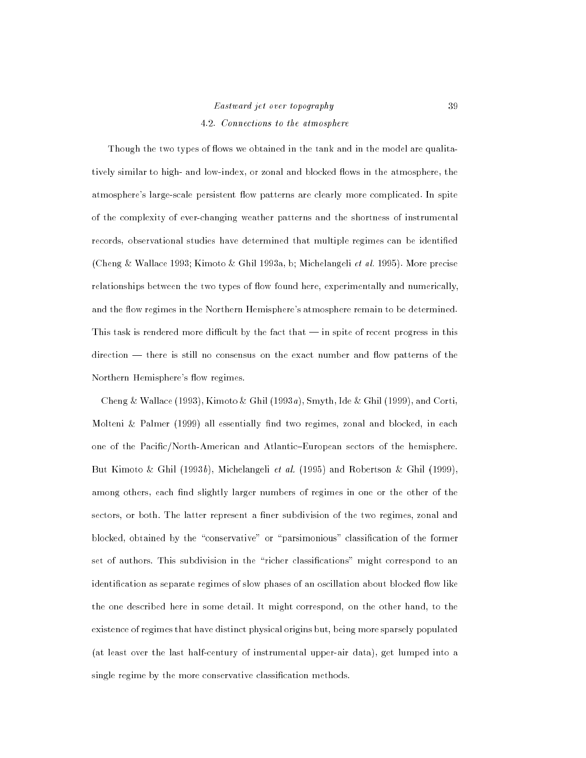### 4.2. *Connections to the atmosphere*

Though the two types of flows we obtained in the tank and in the model are qualitatively similar to high- and low-index, or zonal and blocked flows in the atmosphere, the atmosphere's large-scale persistent flow patterns are clearly more complicated. In spite of the complexity of ever-changing weather patterns and the shortness of instrumental records, observational studies have determined that multiple regimes can be identified (Cheng & Wallace 1993; Kimoto & Ghil 1993a, b; Michelangeli *et al.* 1995). More precise relationships between the two types of flow found here, experimentally and numerically, and the flow regimes in the Northern Hemisphere's atmosphere remain to be determined. This task is rendered more difficult by the fact that — in spite of recent progress in this direction — there is still no consensus on the exact number and flow patterns of the Northern Hemisphere's flow regimes.

Cheng & Wallace (1993), Kimoto & Ghil (1993*a*), Smyth, Ide & Ghil (1999), and Corti, Molteni & Palmer (1999) all essentially find two regimes, zonal and blocked, in each one of the Pacific/North-American and Atlantic–European sectors of the hemisphere. But Kimoto & Ghil (1993*b*), Michelangeli *et al.* (1995) and Robertson & Ghil (1999), among others, each find slightly larger numbers of regimes in one or the other of the sectors, or both. The latter represent a finer subdivision of the two regimes, zonal and blocked, obtained by the "conservative" or "parsimonious" classification of the former set of authors. This subdivision in the "richer classifications" might correspond to an identification as separate regimes of slow phases of an oscillation about blocked flow like the one described here in some detail. It might correspond, on the other hand, to the existence of regimes that have distinct physical origins but, being more sparsely populated (at least over the last half-century of instrumental upper-air data), get lumped into a single regime by the more conservative classification methods.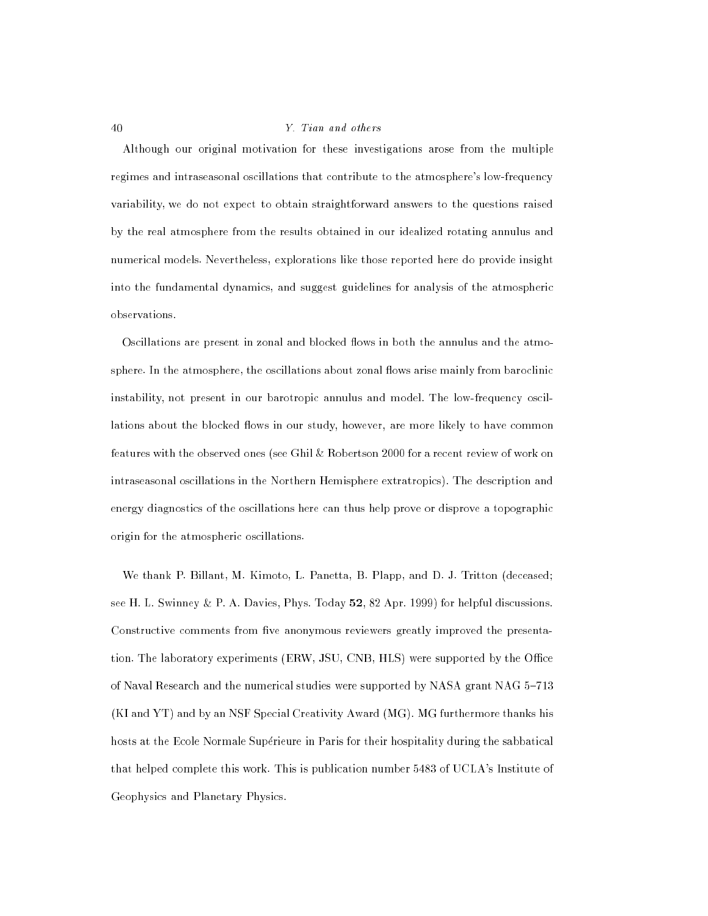Although our original motivation for these investigations arose from the multiple regimes and intraseasonal oscillations that contribute to the atmosphere's low-frequency variability, we do not expect to obtain straightforward answers to the questions raised by the real atmosphere from the results obtained in our idealized rotating annulus and numerical models. Nevertheless, explorations like those reported here do provide insight into the fundamental dynamics, and suggest guidelines for analysis of the atmospheric observations.

Oscillations are present in zonal and blocked flows in both the annulus and the atmosphere. In the atmosphere, the oscillations about zonal flows arise mainly from baroclinic instability, not present in our barotropic annulus and model. The low-frequency oscillations about the blocked flows in our study, however, are more likely to have common features with the observed ones (see Ghil & Robertson 2000 for a recent review of work on intraseasonal oscillations in the Northern Hemisphere extratropics). The description and energy diagnostics of the oscillations here can thus help prove or disprove a topographic origin for the atmospheric oscillations.

We thank P. Billant, M. Kimoto, L. Panetta, B. Plapp, and D. J. Tritton (deceased; see H. L. Swinney & P. A. Davies, Phys. Today **52**, 82 Apr. 1999) for helpful discussions. Constructive comments from five anonymous reviewers greatly improved the presentation. The laboratory experiments (ERW, JSU, CNB, HLS) were supported by the Office of Naval Research and the numerical studies were supported by NASA grant NAG 5–713 (KI and YT) and by an NSF Special Creativity Award (MG). MG furthermore thanks his hosts at the Ecole Normale Supérieure in Paris for their hospitality during the sabbatical that helped complete this work. This is publication number 5483 of UCLA's Institute of Geophysics and Planetary Physics.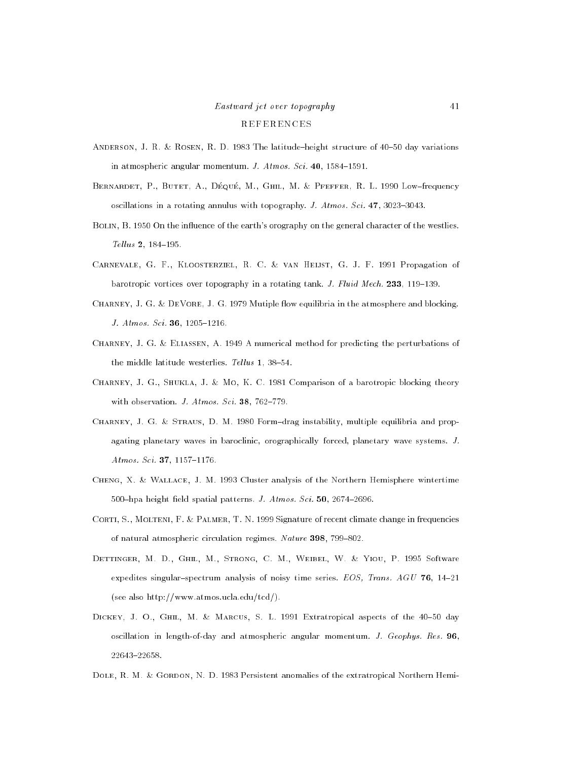## REFERENCES

Anderson, J. R. & Rosen, R. D. 1983 The latitude–height structure of 40–50 day variations in atmospheric angular momentum. *J. Atmos. Sci.* **40**, 1584–1591.

Bernardet, P., Butet, A., Déqué, M., Ghil, M. & Pfeffer, R. L. 1990 Low–frequency oscillations in a rotating annulus with topography. *J. Atmos. Sci.* **47**, 3023–3043.

Bolin, B. 1950 On the influence of the earth's orography on the general character of the westlies. *Tellus* **2**, 184–195.

Carnevale, G. F., Kloosterziel, R. C. & van Heijst, G. J. F. 1991 Propagation of barotropic vortices over topography in a rotating tank. *J. Fluid Mech.* **233**, 119–139.

Charney, J. G. & DeVore, J. G. 1979 Mutiple flow equilibria in the atmosphere and blocking. *J. Atmos. Sci.* **36**, 1205–1216.

Charney, J. G. & Eliassen, A. 1949 A numerical method for predicting the perturbations of the middle latitude westerlies. *Tellus* **1**, 38–54.

Charney, J. G., Shukla, J. & Mo, K. C. 1981 Comparison of a barotropic blocking theory with observation. *J. Atmos. Sci.* **38**, 762–779.

Charney, J. G. & Straus, D. M. 1980 Form–drag instability, multiple equilibria and propagating planetary waves in baroclinic, orographically forced, planetary wave systems. *J. Atmos. Sci.* **37**, 1157–1176.

Cheng, X. & Wallace, J. M. 1993 Cluster analysis of the Northern Hemisphere wintertime 500–hpa height field spatial patterns. *J. Atmos. Sci.* **50**, 2674–2696.

Corti, S., Molteni, F. & Palmer, T. N. 1999 Signature of recent climate change in frequencies of natural atmospheric circulation regimes. *Nature* **398**, 799–802.

Dettinger, M. D., Ghil, M., Strong, C. M., Weibel, W. & Yiou, P. 1995 Software expedites singular–spectrum analysis of noisy time series. *EOS, Trans. AGU* **76**, 14–21 (see also http://www.atmos.ucla.edu/tcd/).

Dickey, J. O., Ghil, M. & Marcus, S. L. 1991 Extratropical aspects of the 40–50 day oscillation in length-of-day and atmospheric angular momentum. *J. Geophys. Res.* **96**, 22643–22658.

Dole, R. M. & Gordon, N. D. 1983 Persistent anomalies of the extratropical Northern Hemi-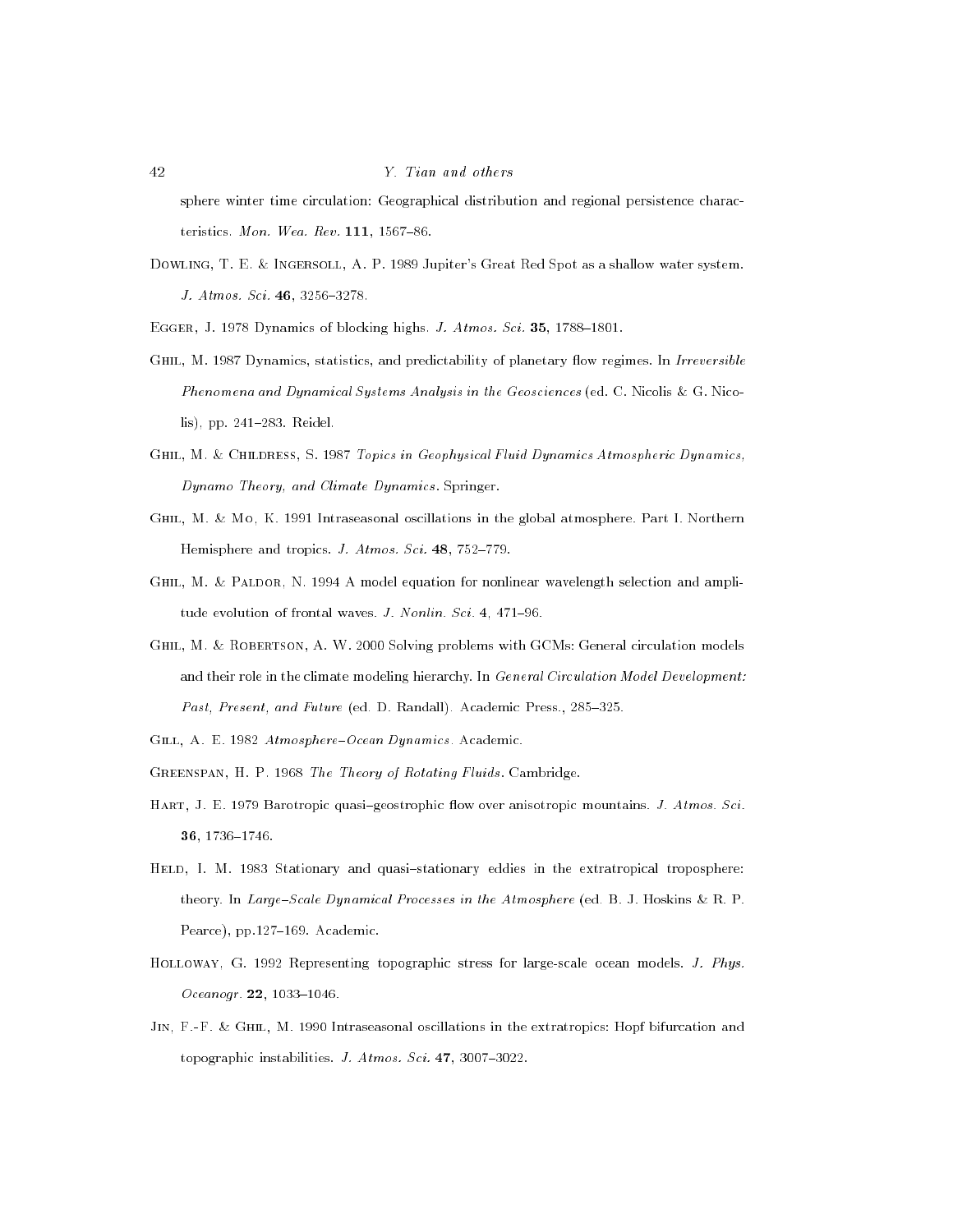sphere winter time circulation: Geographical distribution and regional persistence characteristics. *Mon. Wea. Rev.* **111**, 1567–86.

Dowling, T. E. & Ingersoll, A. P. 1989 Jupiter's Great Red Spot as a shallow water system. *J. Atmos. Sci.* **46**, 3256–3278.

Egger, J. 1978 Dynamics of blocking highs. *J. Atmos. Sci.* **35**, 1788–1801.

Ghil, M. 1987 Dynamics, statistics, and predictability of planetary flow regimes. In *Irreversible Phenomena and Dynamical Systems Analysis in the Geosciences* (ed. C. Nicolis & G. Nicolis), pp. 241–283. Reidel.

Ghil, M. & Childress, S. 1987 *Topics in Geophysical Fluid Dynamics Atmospheric Dynamics, Dynamo Theory, and Climate Dynamics*. Springer.

Ghil, M. & Mo, K. 1991 Intraseasonal oscillations in the global atmosphere. Part I. Northern Hemisphere and tropics. *J. Atmos. Sci.* **48**, 752–779.

Ghil, M. & Paldor, N. 1994 A model equation for nonlinear wavelength selection and amplitude evolution of frontal waves. *J. Nonlin. Sci.* **4**, 471–96.

Ghil, M. & Robertson, A. W. 2000 Solving problems with GCMs: General circulation models and their role in the climate modeling hierarchy. In *General Circulation Model Development: Past, Present, and Future* (ed. D. Randall). Academic Press., 285–325.

Gill, A. E. 1982 *Atmosphere–Ocean Dynamics*. Academic.

Greenspan, H. P. 1968 *The Theory of Rotating Fluids*. Cambridge.

Hart, J. E. 1979 Barotropic quasi–geostrophic flow over anisotropic mountains. *J. Atmos. Sci.* **36**, 1736–1746.

Held, I. M. 1983 Stationary and quasi–stationary eddies in the extratropical troposphere: theory. In *Large–Scale Dynamical Processes in the Atmosphere* (ed. B. J. Hoskins & R. P. Pearce), pp.127–169. Academic.

Holloway, G. 1992 Representing topographic stress for large-scale ocean models. *J. Phys. Oceanogr.* **22**, 1033–1046.

Jin, F.-F. & Ghil, M. 1990 Intraseasonal oscillations in the extratropics: Hopf bifurcation and topographic instabilities. *J. Atmos. Sci.* **47**, 3007–3022.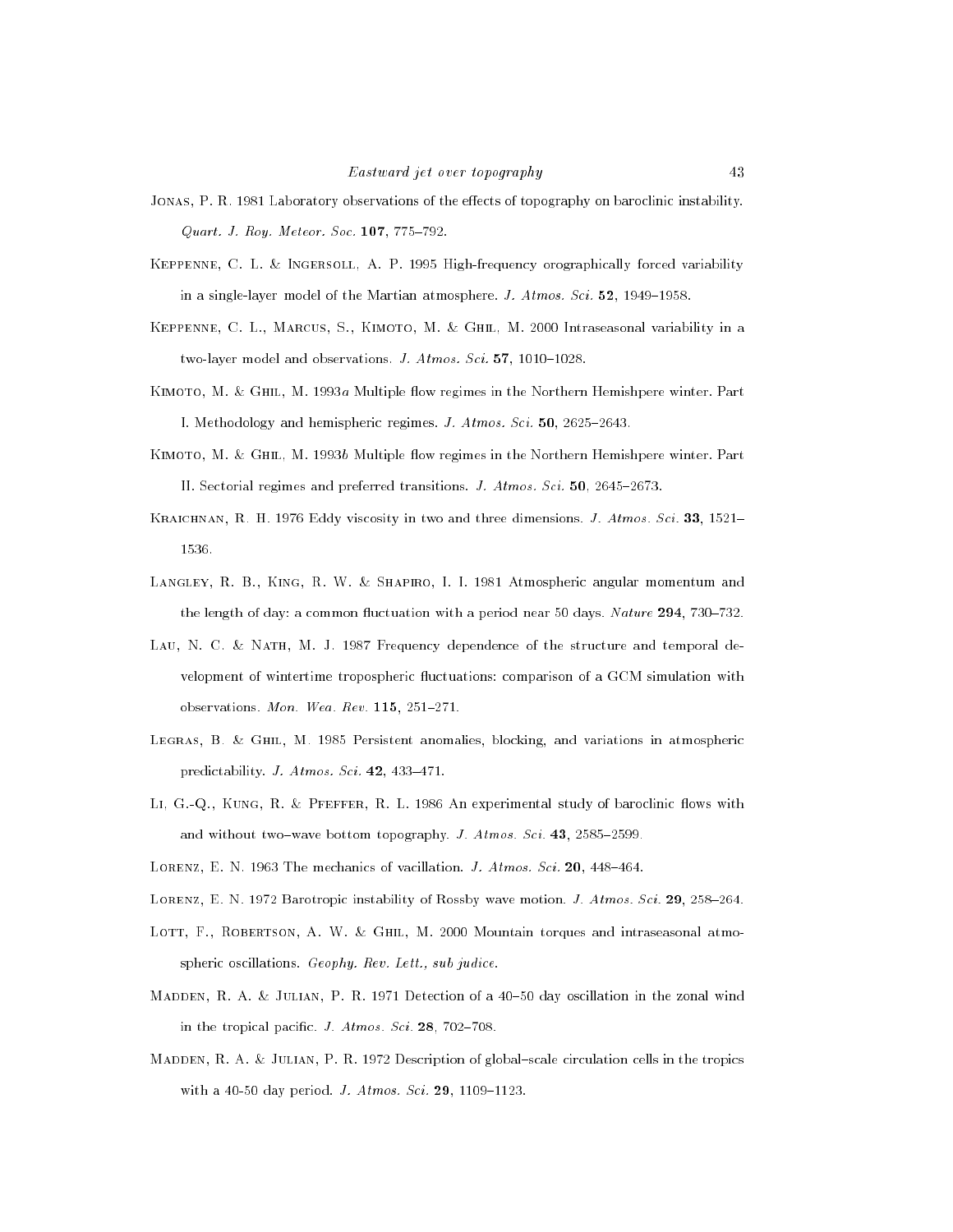Jonas, P. R. 1981 Laboratory observations of the effects of topography on baroclinic instability. *Quart. J. Roy. Meteor. Soc.* **107**, 775–792.

Keppenne, C. L. & Ingersoll, A. P. 1995 High-frequency orographically forced variability in a single-layer model of the Martian atmosphere. *J. Atmos. Sci.* **52**, 1949–1958.

Keppenne, C. L., Marcus, S., Kimoto, M. & Ghil, M. 2000 Intraseasonal variability in a two-layer model and observations. *J. Atmos. Sci.* **57**, 1010–1028.

Kimoto, M. & Ghil, M. 1993*a* Multiple flow regimes in the Northern Hemishpere winter. Part I. Methodology and hemispheric regimes. *J. Atmos. Sci.* **50**, 2625–2643.

Kimoto, M. & Ghil, M. 1993*b* Multiple flow regimes in the Northern Hemishpere winter. Part II. Sectorial regimes and preferred transitions. *J. Atmos. Sci.* **50**, 2645–2673.

Kraichnan, R. H. 1976 Eddy viscosity in two and three dimensions. *J. Atmos. Sci.* **33**, 1521–1536.

Langley, R. B., King, R. W. & Shapiro, I. I. 1981 Atmospheric angular momentum and the length of day: a common fluctuation with a period near 50 days. *Nature* **294**, 730–732.

Lau, N. C. & Nath, M. J. 1987 Frequency dependence of the structure and temporal development of wintertime tropospheric fluctuations: comparison of a GCM simulation with observations. *Mon. Wea. Rev.* **115**, 251–271.

Legras, B. & Ghil, M. 1985 Persistent anomalies, blocking, and variations in atmospheric predictability. *J. Atmos. Sci.* **42**, 433–471.

Li, G.-Q., Kung, R. & Pfeffer, R. L. 1986 An experimental study of baroclinic flows with and without two–wave bottom topography. *J. Atmos. Sci.* **43**, 2585–2599.

Lorenz, E. N. 1963 The mechanics of vacillation. *J. Atmos. Sci.* **20**, 448–464.

Lorenz, E. N. 1972 Barotropic instability of Rossby wave motion. *J. Atmos. Sci.* **29**, 258–264.

Lott, F., Robertson, A. W. & Ghil, M. 2000 Mountain torques and intraseasonal atmospheric oscillations. *Geophy. Rev. Lett., sub judice.*

Madden, R. A. & Julian, P. R. 1971 Detection of a 40–50 day oscillation in the zonal wind in the tropical pacific. *J. Atmos. Sci.* **28**, 702–708.

Madden, R. A. & Julian, P. R. 1972 Description of global–scale circulation cells in the tropics with a 40-50 day period. *J. Atmos. Sci.* **29**, 1109–1123.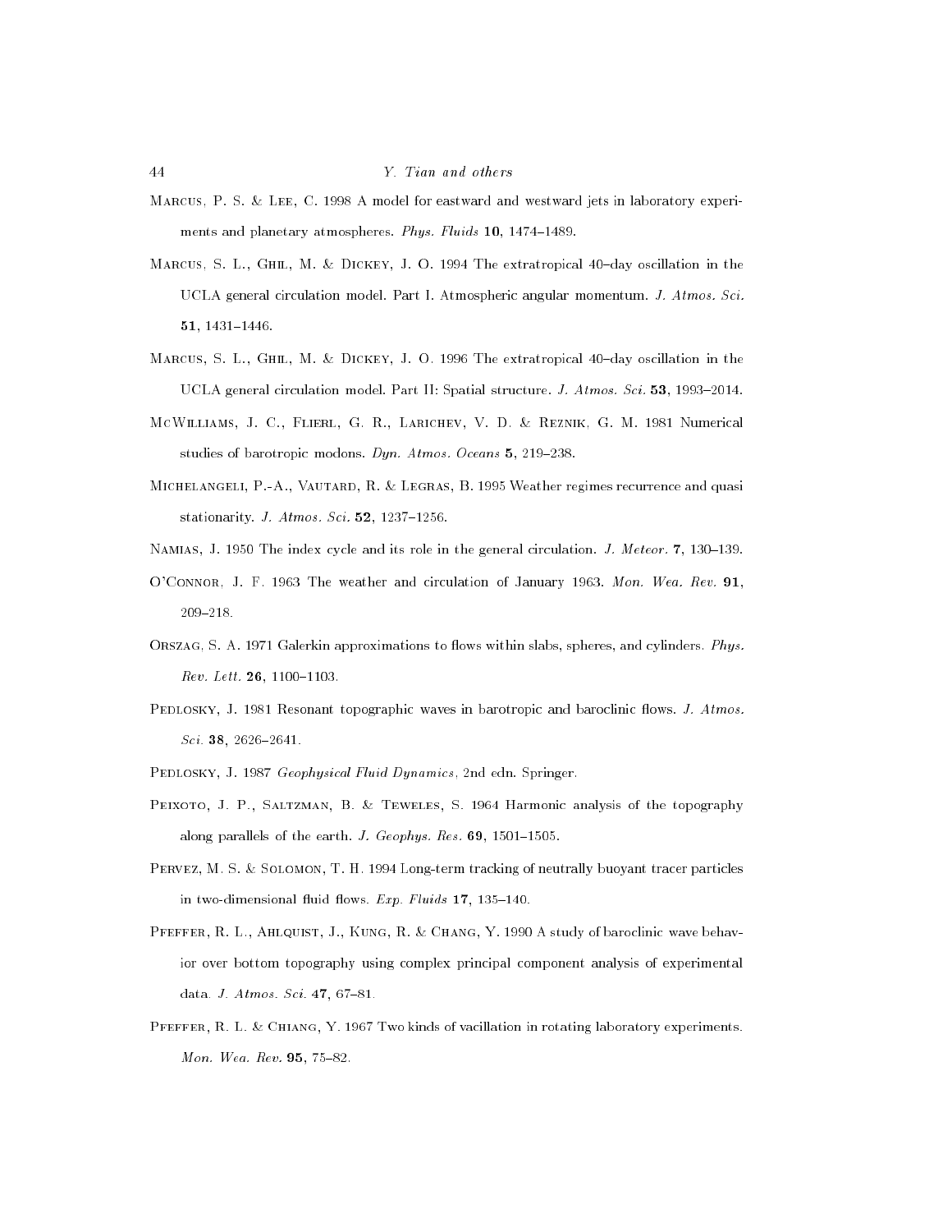Marcus, P. S. & Lee, C. 1998 A model for eastward and westward jets in laboratory experiments and planetary atmospheres. *Phys. Fluids* **10**, 1474–1489.

Marcus, S. L., Ghil, M. & Dickey, J. O. 1994 The extratropical 40–day oscillation in the UCLA general circulation model. Part I. Atmospheric angular momentum. *J. Atmos. Sci.* **51**, 1431–1446.

Marcus, S. L., Ghil, M. & Dickey, J. O. 1996 The extratropical 40–day oscillation in the UCLA general circulation model. Part II: Spatial structure. *J. Atmos. Sci.* **53**, 1993–2014.

McWilliams, J. C., Flierl, G. R., Larichev, V. D. & Reznik, G. M. 1981 Numerical studies of barotropic modons. *Dyn. Atmos. Oceans* **5**, 219–238.

Michelangeli, P.-A., Vautard, R. & Legras, B. 1995 Weather regimes recurrence and quasi stationarity. *J. Atmos. Sci.* **52**, 1237–1256.

Namias, J. 1950 The index cycle and its role in the general circulation. *J. Meteor.* **7**, 130–139.

O'Connor, J. F. 1963 The weather and circulation of January 1963. *Mon. Wea. Rev.* **91**, 209–218.

Orszag, S. A. 1971 Galerkin approximations to flows within slabs, spheres, and cylinders. *Phys. Rev. Lett.* **26**, 1100–1103.

Pedlosky, J. 1981 Resonant topographic waves in barotropic and baroclinic flows. *J. Atmos. Sci.* **38**, 2626–2641.

Pedlosky, J. 1987 *Geophysical Fluid Dynamics*, 2nd edn. Springer.

Peixoto, J. P., Saltzman, B. & Teweles, S. 1964 Harmonic analysis of the topography along parallels of the earth. *J. Geophys. Res.* **69**, 1501–1505.

Pervez, M. S. & Solomon, T. H. 1994 Long-term tracking of neutrally buoyant tracer particles in two-dimensional fluid flows. *Exp. Fluids* **17**, 135–140.

Pfeffer, R. L., Ahlquist, J., Kung, R. & Chang, Y. 1990 A study of baroclinic wave behavior over bottom topography using complex principal component analysis of experimental data. *J. Atmos. Sci.* **47**, 67–81.

Pfeffer, R. L. & Chiang, Y. 1967 Two kinds of vacillation in rotating laboratory experiments. *Mon. Wea. Rev.* **95**, 75–82.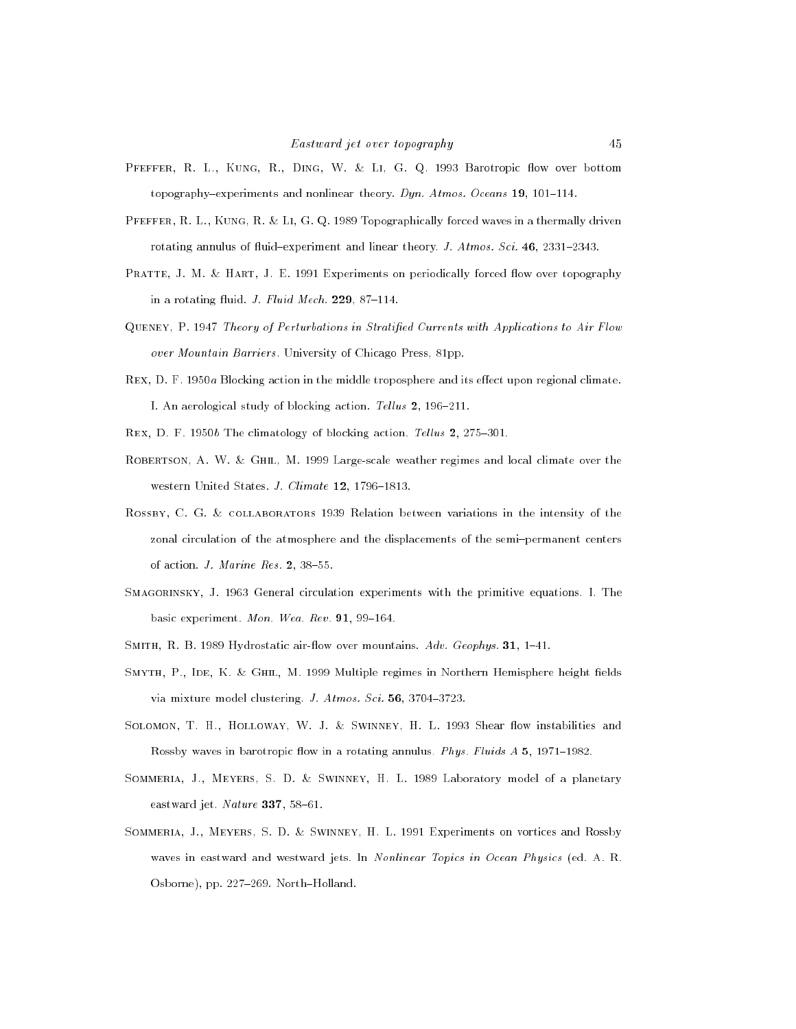Pfeffer, R. L., Kung, R., Ding, W. & Li, G. Q. 1993 Barotropic flow over bottom topography–experiments and nonlinear theory. *Dyn. Atmos. Oceans* **19**, 101–114.

Pfeffer, R. L., Kung, R. & Li, G. Q. 1989 Topographically forced waves in a thermally driven rotating annulus of fluid–experiment and linear theory. *J. Atmos. Sci.* **46**, 2331–2343.

Pratte, J. M. & Hart, J. E. 1991 Experiments on periodically forced flow over topography in a rotating fluid. *J. Fluid Mech.* **229**, 87–114.

Queney, P. 1947 *Theory of Perturbations in Stratified Currents with Applications to Air Flow over Mountain Barriers*. University of Chicago Press, 81pp.

Rex, D. F. 1950*a* Blocking action in the middle troposphere and its effect upon regional climate. I. An aerological study of blocking action. *Tellus* **2**, 196–211.

Rex, D. F. 1950*b* The climatology of blocking action. *Tellus* **2**, 275–301.

Robertson, A. W. & Ghil, M. 1999 Large-scale weather regimes and local climate over the western United States. *J. Climate* **12**, 1796–1813.

Rossby, C. G. & collaborators 1939 Relation between variations in the intensity of the zonal circulation of the atmosphere and the displacements of the semi–permanent centers of action. *J. Marine Res.* **2**, 38–55.

Smagorinsky, J. 1963 General circulation experiments with the primitive equations. I. The basic experiment. *Mon. Wea. Rev.* **91**, 99–164.

Smith, R. B. 1989 Hydrostatic air-flow over mountains. *Adv. Geophys.* **31**, 1–41.

Smyth, P., Ide, K. & Ghil, M. 1999 Multiple regimes in Northern Hemisphere height fields via mixture model clustering. *J. Atmos. Sci.* **56**, 3704–3723.

Solomon, T. H., Holloway, W. J. & Swinney, H. L. 1993 Shear flow instabilities and Rossby waves in barotropic flow in a rotating annulus. *Phys. Fluids A* **5**, 1971–1982.

Sommeria, J., Meyers, S. D. & Swinney, H. L. 1989 Laboratory model of a planetary eastward jet. *Nature* **337**, 58–61.

Sommeria, J., Meyers, S. D. & Swinney, H. L. 1991 Experiments on vortices and Rossby waves in eastward and westward jets. In *Nonlinear Topics in Ocean Physics* (ed. A. R. Osborne), pp. 227–269. North–Holland.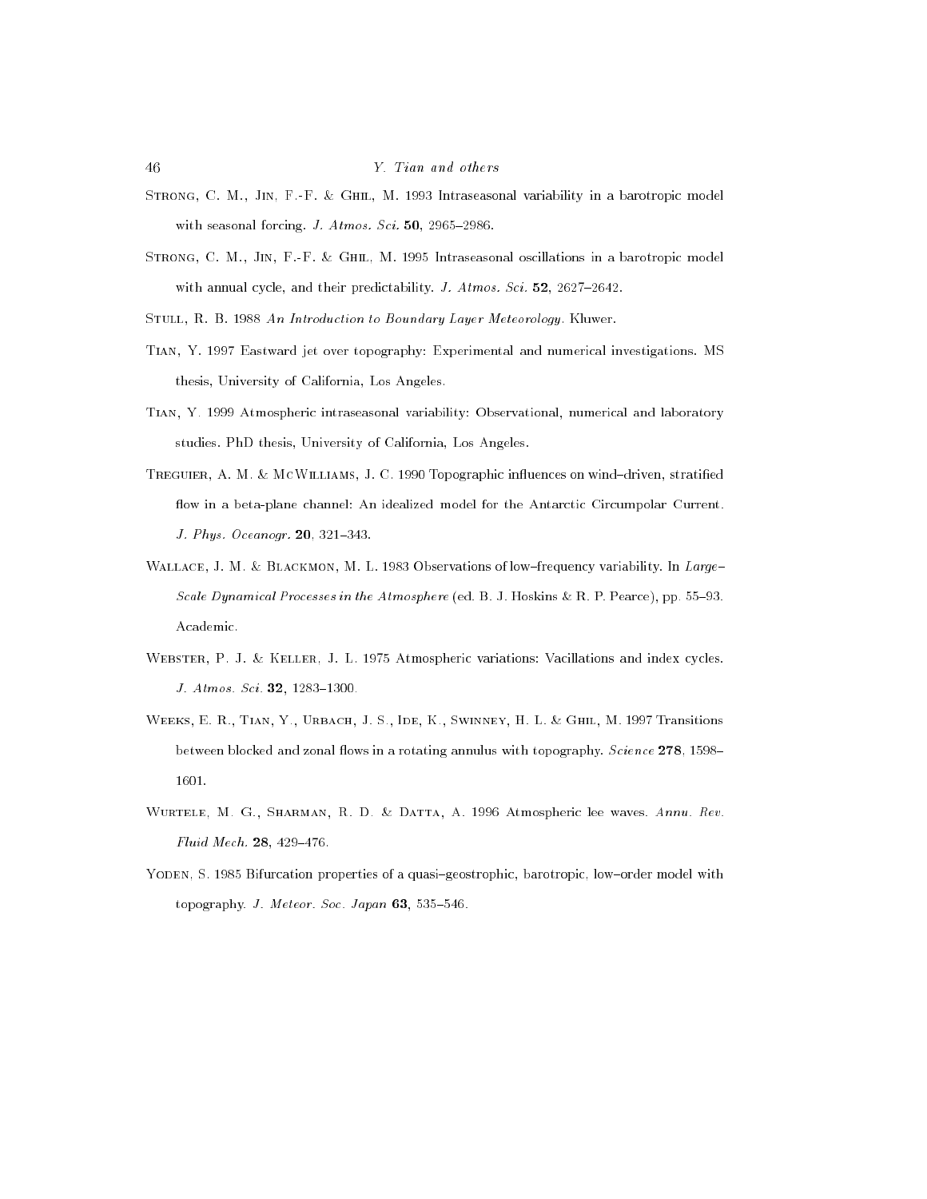Strong, C. M., Jin, F.-F. & Ghil, M. 1993 Intraseasonal variability in a barotropic model with seasonal forcing. *J. Atmos. Sci.* **50**, 2965–2986.

Strong, C. M., Jin, F.-F. & Ghil, M. 1995 Intraseasonal oscillations in a barotropic model with annual cycle, and their predictability. *J. Atmos. Sci.* **52**, 2627–2642.

Stull, R. B. 1988 *An Introduction to Boundary Layer Meteorology.* Kluwer.

Tian, Y. 1997 Eastward jet over topography: Experimental and numerical investigations. MS thesis, University of California, Los Angeles.

Tian, Y. 1999 Atmospheric intraseasonal variability: Observational, numerical and laboratory studies. PhD thesis, University of California, Los Angeles.

Treguier, A. M. & McWilliams, J. C. 1990 Topographic influences on wind–driven, stratified flow in a beta-plane channel: An idealized model for the Antarctic Circumpolar Current. *J. Phys. Oceanogr.* **20**, 321–343.

Wallace, J. M. & Blackmon, M. L. 1983 Observations of low–frequency variability. In *Large–Scale Dynamical Processes in the Atmosphere* (ed. B. J. Hoskins & R. P. Pearce), pp. 55–93. Academic.

Webster, P. J. & Keller, J. L. 1975 Atmospheric variations: Vacillations and index cycles. *J. Atmos. Sci.* **32**, 1283–1300.

Weeks, E. R., Tian, Y., Urbach, J. S., Ide, K., Swinney, H. L. & Ghil, M. 1997 Transitions between blocked and zonal flows in a rotating annulus with topography. *Science* **278**, 1598–1601.

Wurtele, M. G., Sharman, R. D. & Datta, A. 1996 Atmospheric lee waves. *Annu. Rev. Fluid Mech.* **28**, 429–476.

Yoden, S. 1985 Bifurcation properties of a quasi–geostrophic, barotropic, low–order model with topography. *J. Meteor. Soc. Japan* **63**, 535–546.